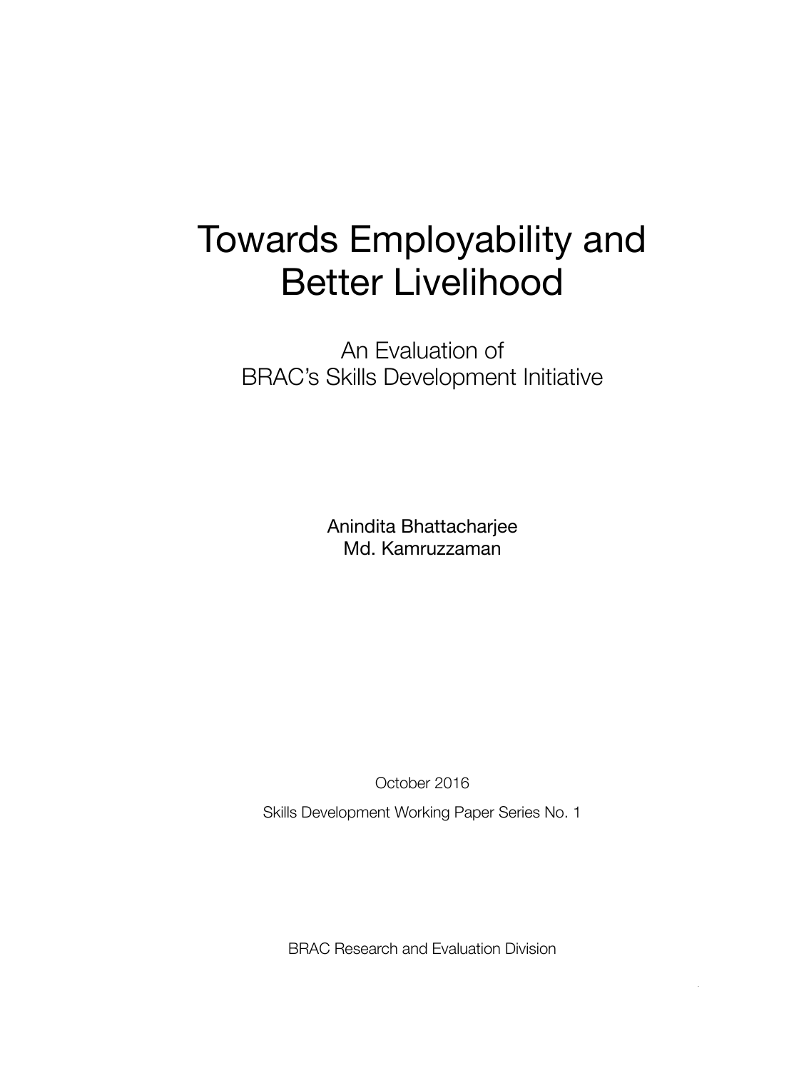# Towards Employability and Better Livelihood

## An Evaluation of BRAC's Skills Development Initiative

Anindita Bhattacharjee
Md. Kamruzzaman

October 2016

Skills Development Working Paper Series No. 1

BRAC Research and Evaluation Division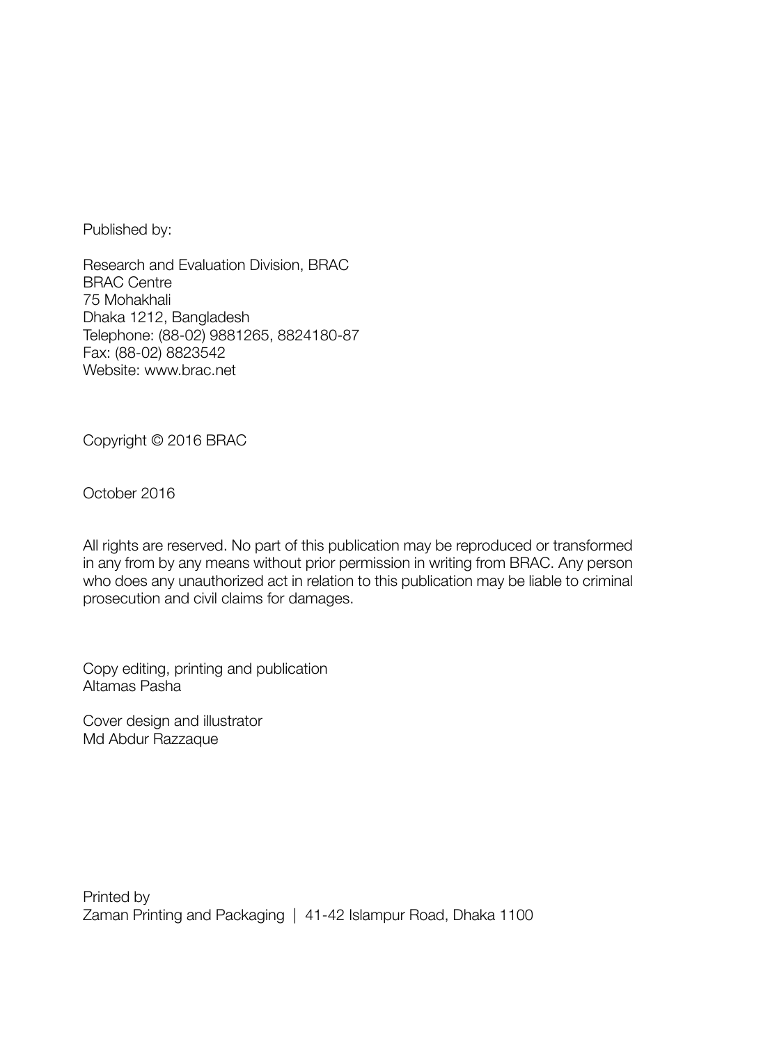Published by:

Research and Evaluation Division, BRAC
BRAC Centre
75 Mohakhali
Dhaka 1212, Bangladesh
Telephone: (88-02) 9881265, 8824180-87
Fax: (88-02) 8823542
Website: www.brac.net

Copyright © 2016 BRAC

October 2016

All rights are reserved. No part of this publication may be reproduced or transformed in any from by any means without prior permission in writing from BRAC. Any person who does any unauthorized act in relation to this publication may be liable to criminal prosecution and civil claims for damages.

Copy editing, printing and publication
Altamas Pasha

Cover design and illustrator
Md Abdur Razzaque

Printed by
Zaman Printing and Packaging | 41-42 Islampur Road, Dhaka 1100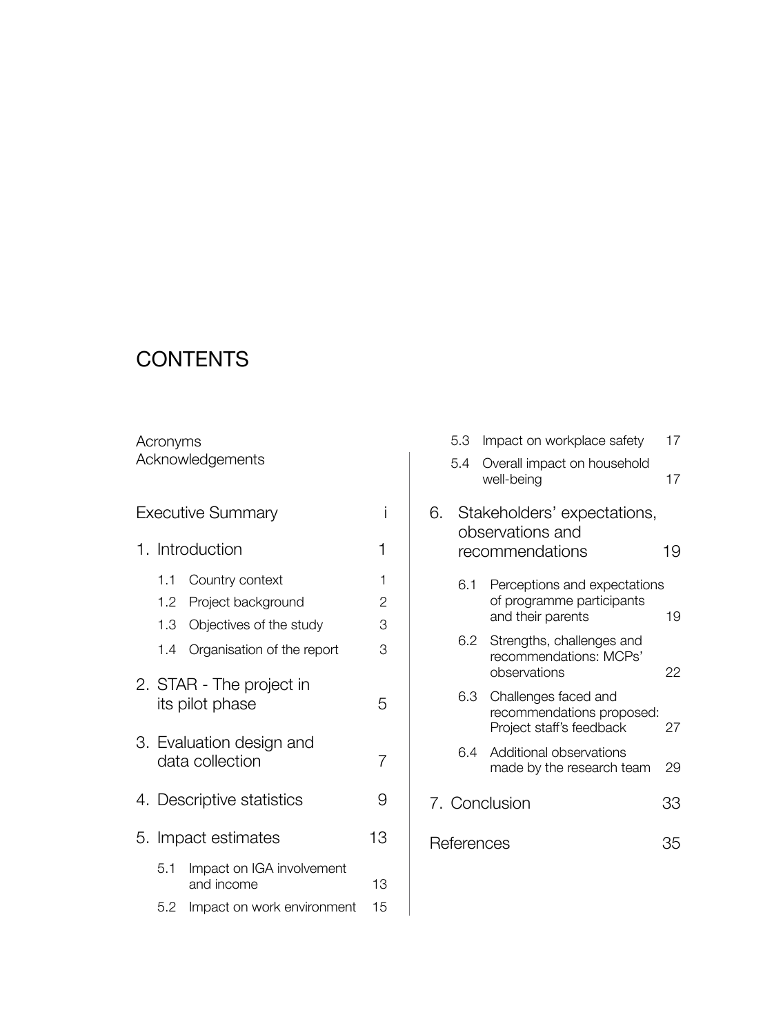# CONTENTS

Acronyms
Acknowledgements

| | |
|---|---|
| Executive Summary | i |
| 1. Introduction | 1 |
| 1.1 Country context | 1 |
| 1.2 Project background | 2 |
| 1.3 Objectives of the study | 3 |
| 1.4 Organisation of the report | 3 |
| 2. STAR - The project in its pilot phase | 5 |
| 3. Evaluation design and data collection | 7 |
| 4. Descriptive statistics | 9 |
| 5. Impact estimates | 13 |
| 5.1 Impact on IGA involvement and income | 13 |
| 5.2 Impact on work environment | 15 |
| 5.3 Impact on workplace safety | 17 |
| 5.4 Overall impact on household well-being | 17 |
| 6. Stakeholders' expectations, observations and recommendations | 19 |
| 6.1 Perceptions and expectations of programme participants and their parents | 19 |
| 6.2 Strengths, challenges and recommendations: MCPs' observations | 22 |
| 6.3 Challenges faced and recommendations proposed: Project staff's feedback | 27 |
| 6.4 Additional observations made by the research team | 29 |
| 7. Conclusion | 33 |
| References | 35 |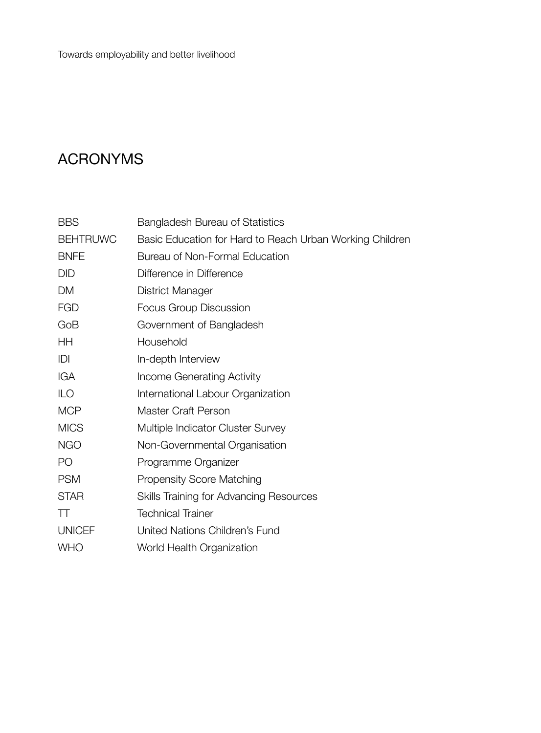# ACRONYMS

| | |
|---|---|
| BBS | Bangladesh Bureau of Statistics |
| BEHTRUWC | Basic Education for Hard to Reach Urban Working Children |
| BNFE | Bureau of Non-Formal Education |
| DID | Difference in Difference |
| DM | District Manager |
| FGD | Focus Group Discussion |
| GoB | Government of Bangladesh |
| HH | Household |
| IDI | In-depth Interview |
| IGA | Income Generating Activity |
| ILO | International Labour Organization |
| MCP | Master Craft Person |
| MICS | Multiple Indicator Cluster Survey |
| NGO | Non-Governmental Organisation |
| PO | Programme Organizer |
| PSM | Propensity Score Matching |
| STAR | Skills Training for Advancing Resources |
| TT | Technical Trainer |
| UNICEF | United Nations Children's Fund |
| WHO | World Health Organization |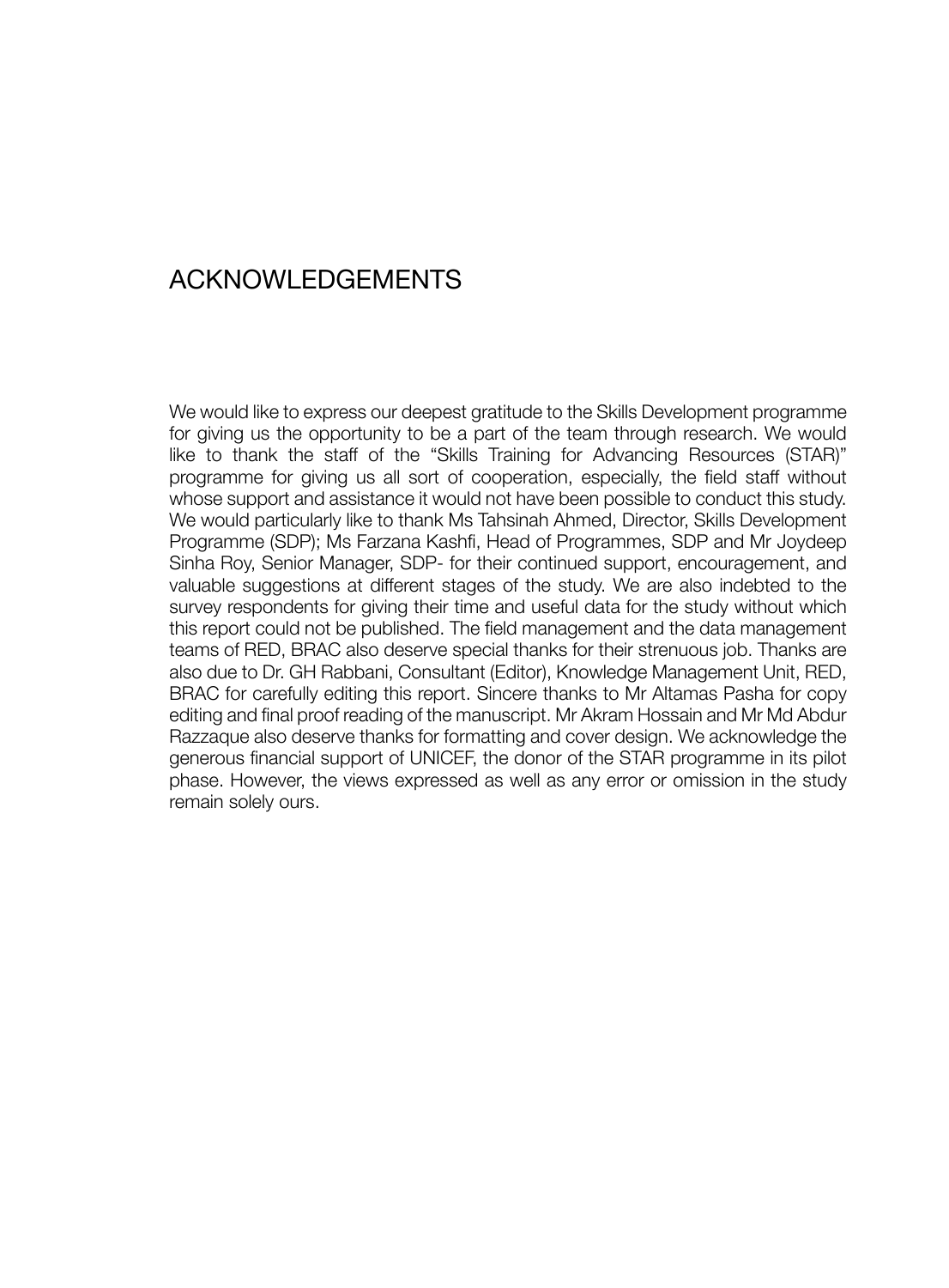# ACKNOWLEDGEMENTS

We would like to express our deepest gratitude to the Skills Development programme for giving us the opportunity to be a part of the team through research. We would like to thank the staff of the "Skills Training for Advancing Resources (STAR)" programme for giving us all sort of cooperation, especially, the field staff without whose support and assistance it would not have been possible to conduct this study. We would particularly like to thank Ms Tahsinah Ahmed, Director, Skills Development Programme (SDP); Ms Farzana Kashfi, Head of Programmes, SDP and Mr Joydeep Sinha Roy, Senior Manager, SDP- for their continued support, encouragement, and valuable suggestions at different stages of the study. We are also indebted to the survey respondents for giving their time and useful data for the study without which this report could not be published. The field management and the data management teams of RED, BRAC also deserve special thanks for their strenuous job. Thanks are also due to Dr. GH Rabbani, Consultant (Editor), Knowledge Management Unit, RED, BRAC for carefully editing this report. Sincere thanks to Mr Altamas Pasha for copy editing and final proof reading of the manuscript. Mr Akram Hossain and Mr Md Abdur Razzaque also deserve thanks for formatting and cover design. We acknowledge the generous financial support of UNICEF, the donor of the STAR programme in its pilot phase. However, the views expressed as well as any error or omission in the study remain solely ours.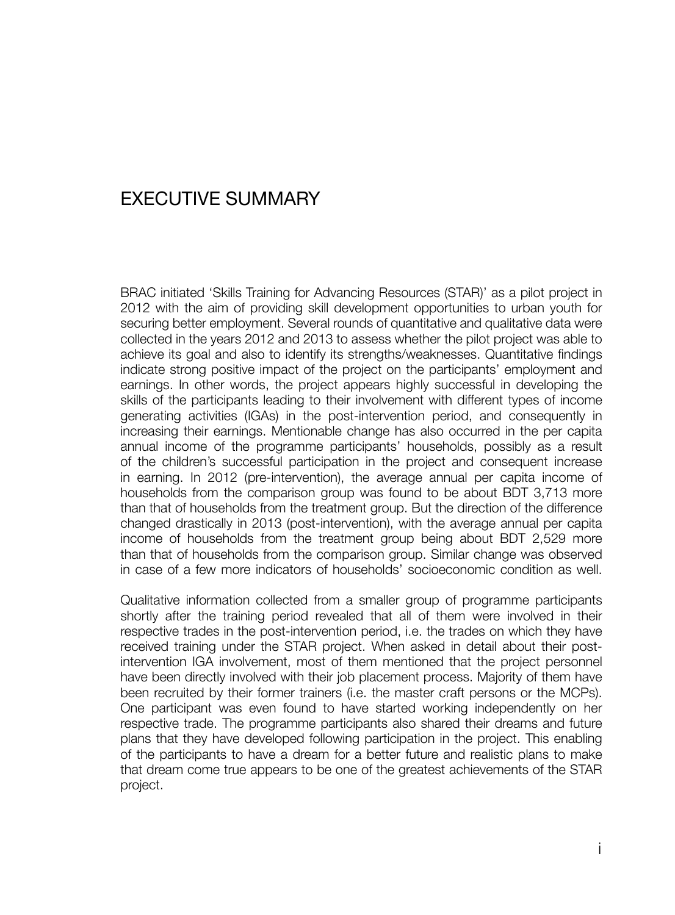# EXECUTIVE SUMMARY

BRAC initiated 'Skills Training for Advancing Resources (STAR)' as a pilot project in 2012 with the aim of providing skill development opportunities to urban youth for securing better employment. Several rounds of quantitative and qualitative data were collected in the years 2012 and 2013 to assess whether the pilot project was able to achieve its goal and also to identify its strengths/weaknesses. Quantitative findings indicate strong positive impact of the project on the participants' employment and earnings. In other words, the project appears highly successful in developing the skills of the participants leading to their involvement with different types of income generating activities (IGAs) in the post-intervention period, and consequently in increasing their earnings. Mentionable change has also occurred in the per capita annual income of the programme participants' households, possibly as a result of the children's successful participation in the project and consequent increase in earning. In 2012 (pre-intervention), the average annual per capita income of households from the comparison group was found to be about BDT 3,713 more than that of households from the treatment group. But the direction of the difference changed drastically in 2013 (post-intervention), with the average annual per capita income of households from the treatment group being about BDT 2,529 more than that of households from the comparison group. Similar change was observed in case of a few more indicators of households' socioeconomic condition as well.

Qualitative information collected from a smaller group of programme participants shortly after the training period revealed that all of them were involved in their respective trades in the post-intervention period, i.e. the trades on which they have received training under the STAR project. When asked in detail about their post-intervention IGA involvement, most of them mentioned that the project personnel have been directly involved with their job placement process. Majority of them have been recruited by their former trainers (i.e. the master craft persons or the MCPs). One participant was even found to have started working independently on her respective trade. The programme participants also shared their dreams and future plans that they have developed following participation in the project. This enabling of the participants to have a dream for a better future and realistic plans to make that dream come true appears to be one of the greatest achievements of the STAR project.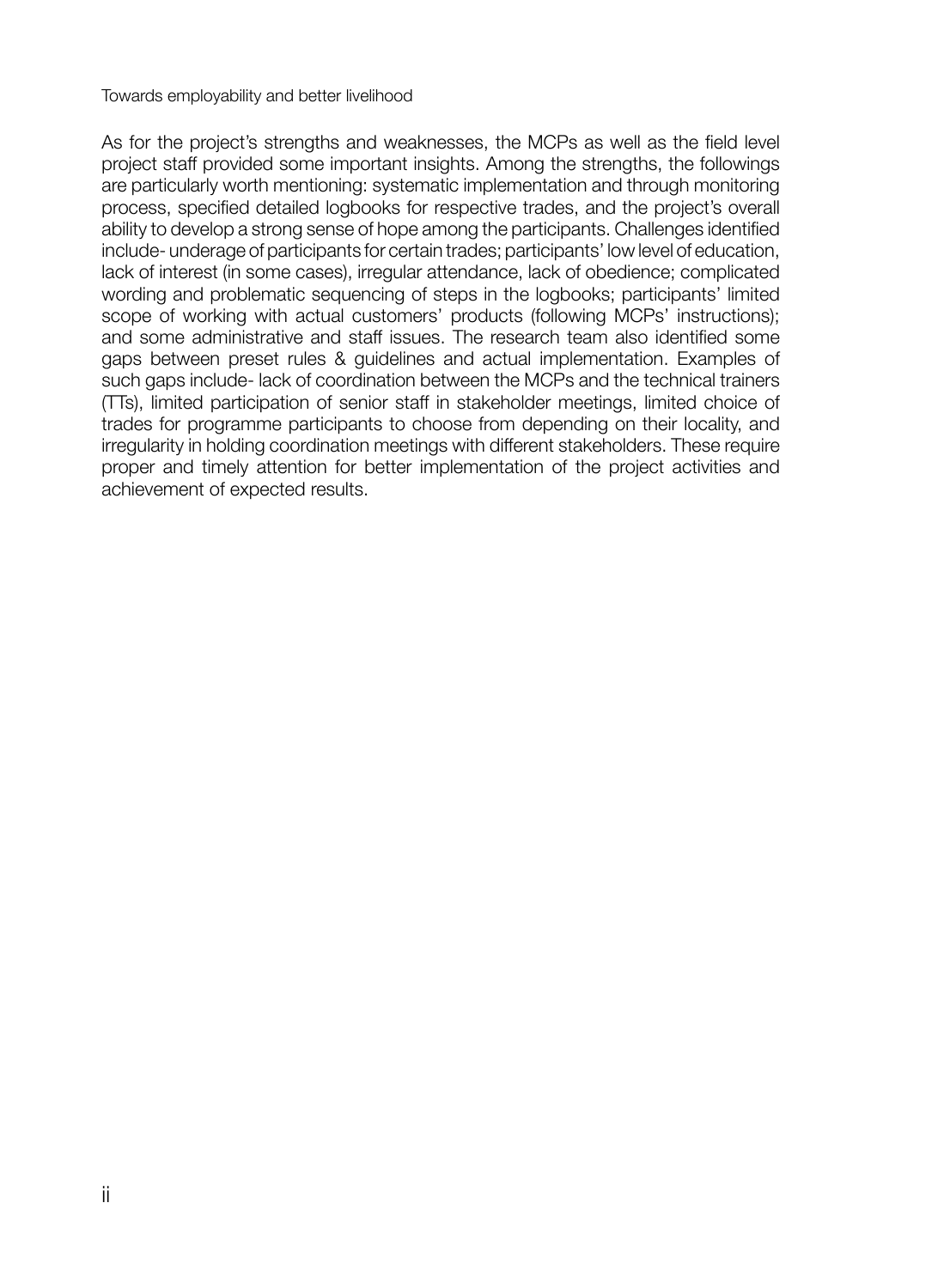As for the project's strengths and weaknesses, the MCPs as well as the field level project staff provided some important insights. Among the strengths, the followings are particularly worth mentioning: systematic implementation and through monitoring process, specified detailed logbooks for respective trades, and the project's overall ability to develop a strong sense of hope among the participants. Challenges identified include- underage of participants for certain trades; participants' low level of education, lack of interest (in some cases), irregular attendance, lack of obedience; complicated wording and problematic sequencing of steps in the logbooks; participants' limited scope of working with actual customers' products (following MCPs' instructions); and some administrative and staff issues. The research team also identified some gaps between preset rules & guidelines and actual implementation. Examples of such gaps include- lack of coordination between the MCPs and the technical trainers (TTs), limited participation of senior staff in stakeholder meetings, limited choice of trades for programme participants to choose from depending on their locality, and irregularity in holding coordination meetings with different stakeholders. These require proper and timely attention for better implementation of the project activities and achievement of expected results.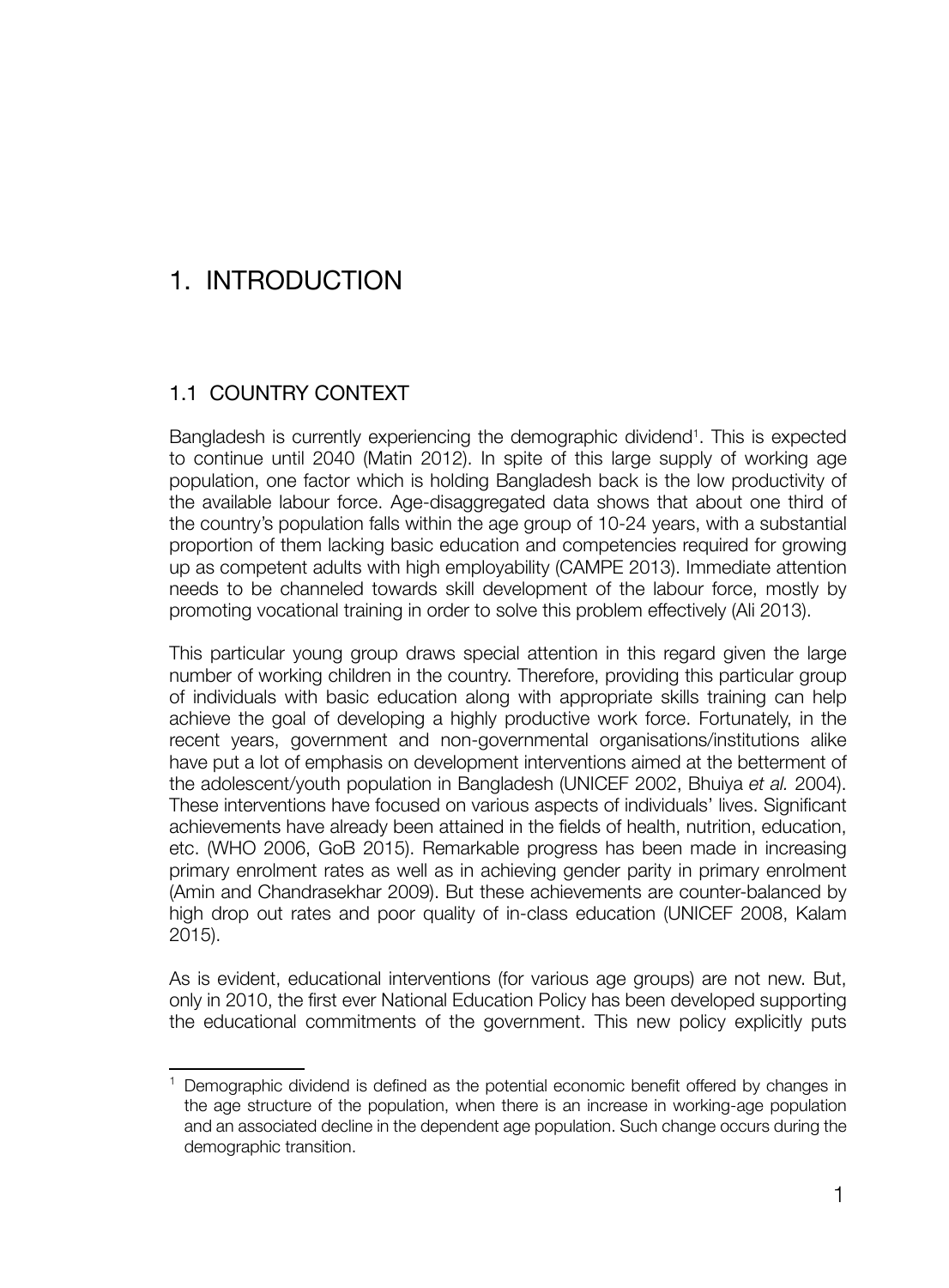# 1. INTRODUCTION

## 1.1 COUNTRY CONTEXT

Bangladesh is currently experiencing the demographic dividend[1]. This is expected to continue until 2040 (Matin 2012). In spite of this large supply of working age population, one factor which is holding Bangladesh back is the low productivity of the available labour force. Age-disaggregated data shows that about one third of the country's population falls within the age group of 10-24 years, with a substantial proportion of them lacking basic education and competencies required for growing up as competent adults with high employability (CAMPE 2013). Immediate attention needs to be channeled towards skill development of the labour force, mostly by promoting vocational training in order to solve this problem effectively (Ali 2013).

This particular young group draws special attention in this regard given the large number of working children in the country. Therefore, providing this particular group of individuals with basic education along with appropriate skills training can help achieve the goal of developing a highly productive work force. Fortunately, in the recent years, government and non-governmental organisations/institutions alike have put a lot of emphasis on development interventions aimed at the betterment of the adolescent/youth population in Bangladesh (UNICEF 2002, Bhuiya *et al.* 2004). These interventions have focused on various aspects of individuals' lives. Significant achievements have already been attained in the fields of health, nutrition, education, etc. (WHO 2006, GoB 2015). Remarkable progress has been made in increasing primary enrolment rates as well as in achieving gender parity in primary enrolment (Amin and Chandrasekhar 2009). But these achievements are counter-balanced by high drop out rates and poor quality of in-class education (UNICEF 2008, Kalam 2015).

As is evident, educational interventions (for various age groups) are not new. But, only in 2010, the first ever National Education Policy has been developed supporting the educational commitments of the government. This new policy explicitly puts

[1] Demographic dividend is defined as the potential economic benefit offered by changes in the age structure of the population, when there is an increase in working-age population and an associated decline in the dependent age population. Such change occurs during the demographic transition.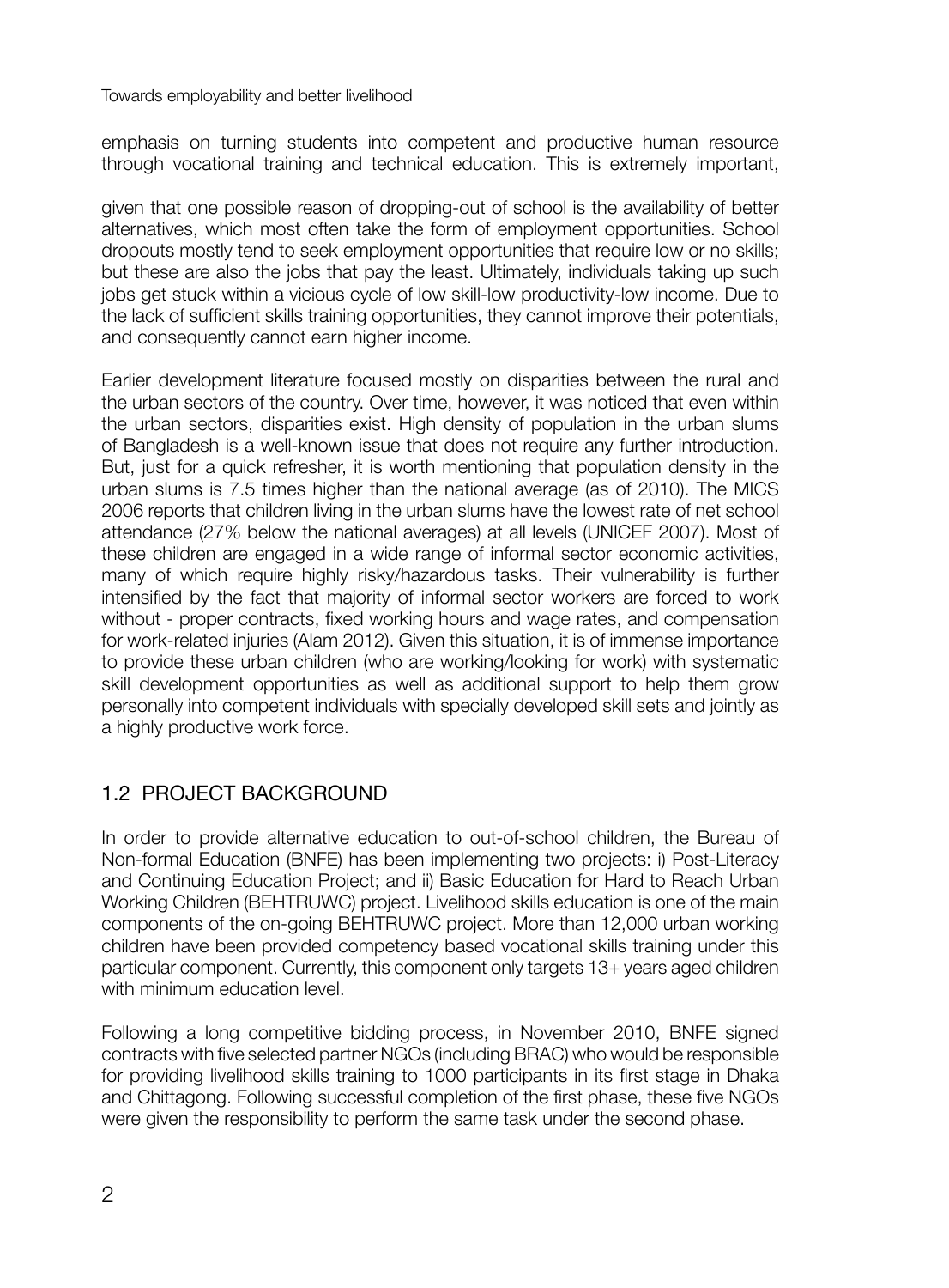emphasis on turning students into competent and productive human resource through vocational training and technical education. This is extremely important,

given that one possible reason of dropping-out of school is the availability of better alternatives, which most often take the form of employment opportunities. School dropouts mostly tend to seek employment opportunities that require low or no skills; but these are also the jobs that pay the least. Ultimately, individuals taking up such jobs get stuck within a vicious cycle of low skill-low productivity-low income. Due to the lack of sufficient skills training opportunities, they cannot improve their potentials, and consequently cannot earn higher income.

Earlier development literature focused mostly on disparities between the rural and the urban sectors of the country. Over time, however, it was noticed that even within the urban sectors, disparities exist. High density of population in the urban slums of Bangladesh is a well-known issue that does not require any further introduction. But, just for a quick refresher, it is worth mentioning that population density in the urban slums is 7.5 times higher than the national average (as of 2010). The MICS 2006 reports that children living in the urban slums have the lowest rate of net school attendance (27% below the national averages) at all levels (UNICEF 2007). Most of these children are engaged in a wide range of informal sector economic activities, many of which require highly risky/hazardous tasks. Their vulnerability is further intensified by the fact that majority of informal sector workers are forced to work without - proper contracts, fixed working hours and wage rates, and compensation for work-related injuries (Alam 2012). Given this situation, it is of immense importance to provide these urban children (who are working/looking for work) with systematic skill development opportunities as well as additional support to help them grow personally into competent individuals with specially developed skill sets and jointly as a highly productive work force.

## 1.2 PROJECT BACKGROUND

In order to provide alternative education to out-of-school children, the Bureau of Non-formal Education (BNFE) has been implementing two projects: i) Post-Literacy and Continuing Education Project; and ii) Basic Education for Hard to Reach Urban Working Children (BEHTRUWC) project. Livelihood skills education is one of the main components of the on-going BEHTRUWC project. More than 12,000 urban working children have been provided competency based vocational skills training under this particular component. Currently, this component only targets 13+ years aged children with minimum education level.

Following a long competitive bidding process, in November 2010, BNFE signed contracts with five selected partner NGOs (including BRAC) who would be responsible for providing livelihood skills training to 1000 participants in its first stage in Dhaka and Chittagong. Following successful completion of the first phase, these five NGOs were given the responsibility to perform the same task under the second phase.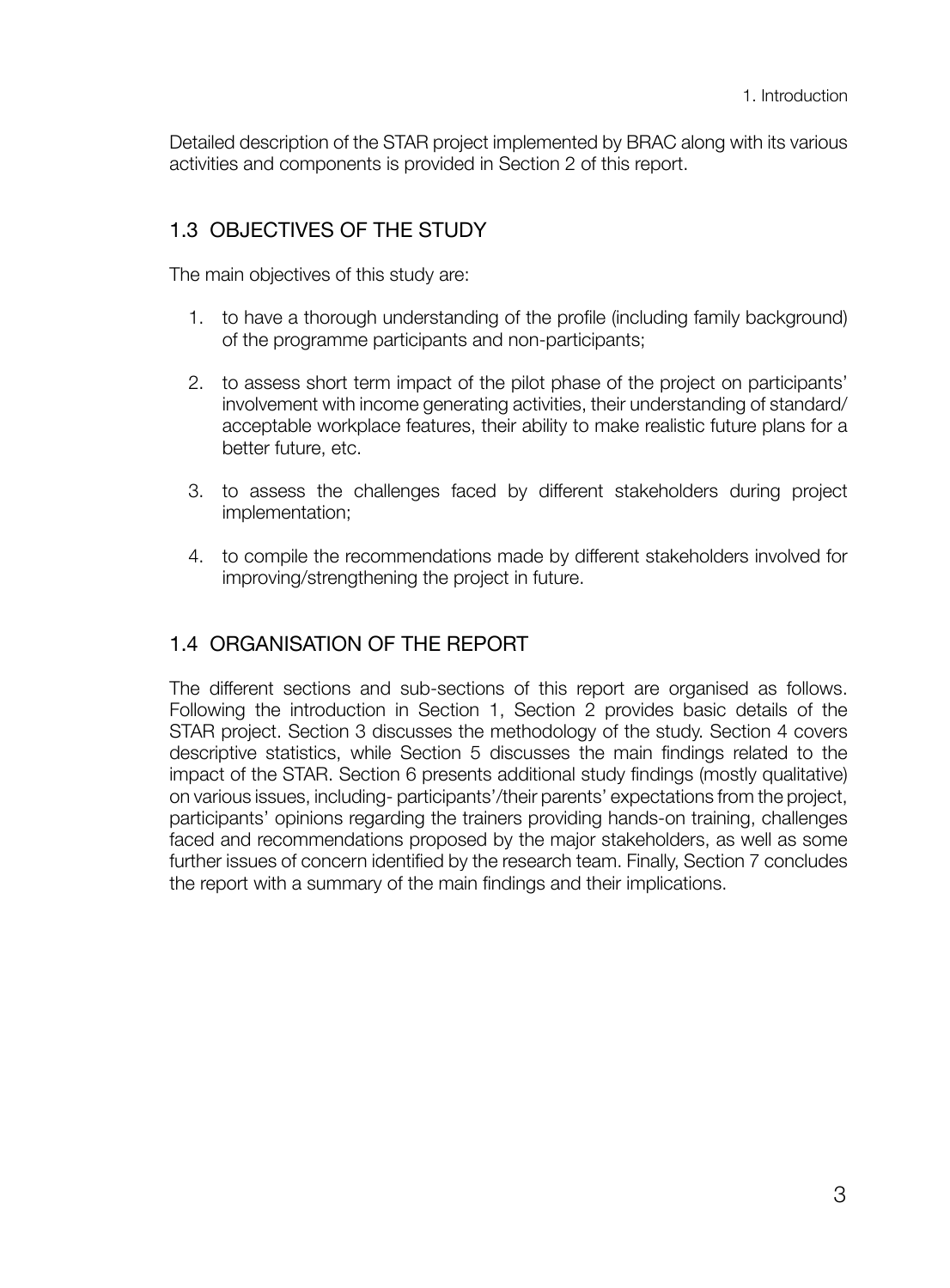Detailed description of the STAR project implemented by BRAC along with its various activities and components is provided in Section 2 of this report.

## 1.3 OBJECTIVES OF THE STUDY

The main objectives of this study are:

1. to have a thorough understanding of the profile (including family background) of the programme participants and non-participants;
2. to assess short term impact of the pilot phase of the project on participants' involvement with income generating activities, their understanding of standard/acceptable workplace features, their ability to make realistic future plans for a better future, etc.
3. to assess the challenges faced by different stakeholders during project implementation;
4. to compile the recommendations made by different stakeholders involved for improving/strengthening the project in future.

## 1.4 ORGANISATION OF THE REPORT

The different sections and sub-sections of this report are organised as follows. Following the introduction in Section 1, Section 2 provides basic details of the STAR project. Section 3 discusses the methodology of the study. Section 4 covers descriptive statistics, while Section 5 discusses the main findings related to the impact of the STAR. Section 6 presents additional study findings (mostly qualitative) on various issues, including- participants'/their parents' expectations from the project, participants' opinions regarding the trainers providing hands-on training, challenges faced and recommendations proposed by the major stakeholders, as well as some further issues of concern identified by the research team. Finally, Section 7 concludes the report with a summary of the main findings and their implications.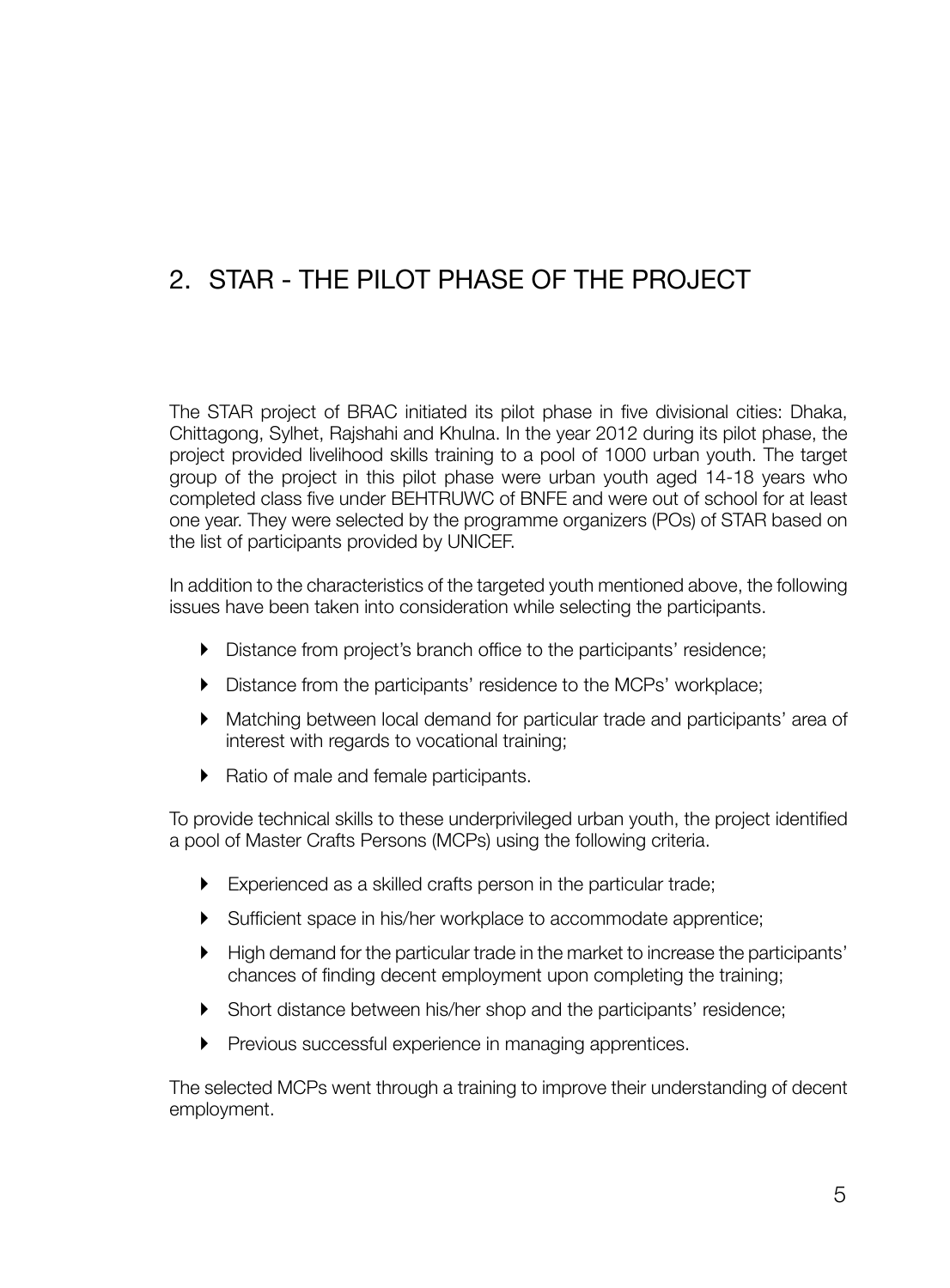# 2. STAR - THE PILOT PHASE OF THE PROJECT

The STAR project of BRAC initiated its pilot phase in five divisional cities: Dhaka, Chittagong, Sylhet, Rajshahi and Khulna. In the year 2012 during its pilot phase, the project provided livelihood skills training to a pool of 1000 urban youth. The target group of the project in this pilot phase were urban youth aged 14-18 years who completed class five under BEHTRUWC of BNFE and were out of school for at least one year. They were selected by the programme organizers (POs) of STAR based on the list of participants provided by UNICEF.

In addition to the characteristics of the targeted youth mentioned above, the following issues have been taken into consideration while selecting the participants.

- Distance from project's branch office to the participants' residence;
- Distance from the participants' residence to the MCPs' workplace;
- Matching between local demand for particular trade and participants' area of interest with regards to vocational training;
- Ratio of male and female participants.

To provide technical skills to these underprivileged urban youth, the project identified a pool of Master Crafts Persons (MCPs) using the following criteria.

- Experienced as a skilled crafts person in the particular trade;
- Sufficient space in his/her workplace to accommodate apprentice;
- High demand for the particular trade in the market to increase the participants' chances of finding decent employment upon completing the training;
- Short distance between his/her shop and the participants' residence;
- Previous successful experience in managing apprentices.

The selected MCPs went through a training to improve their understanding of decent employment.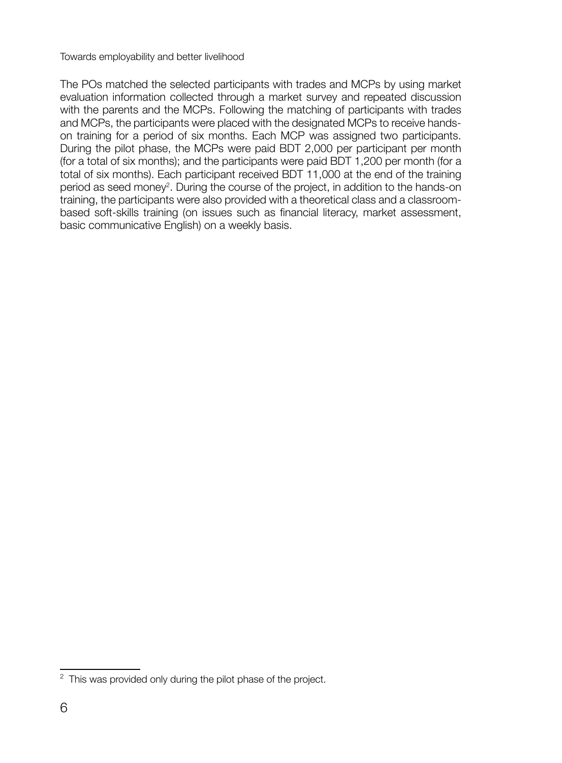The POs matched the selected participants with trades and MCPs by using market evaluation information collected through a market survey and repeated discussion with the parents and the MCPs. Following the matching of participants with trades and MCPs, the participants were placed with the designated MCPs to receive hands-on training for a period of six months. Each MCP was assigned two participants. During the pilot phase, the MCPs were paid BDT 2,000 per participant per month (for a total of six months); and the participants were paid BDT 1,200 per month (for a total of six months). Each participant received BDT 11,000 at the end of the training period as seed money[2]. During the course of the project, in addition to the hands-on training, the participants were also provided with a theoretical class and a classroom-based soft-skills training (on issues such as financial literacy, market assessment, basic communicative English) on a weekly basis.

---

[2] This was provided only during the pilot phase of the project.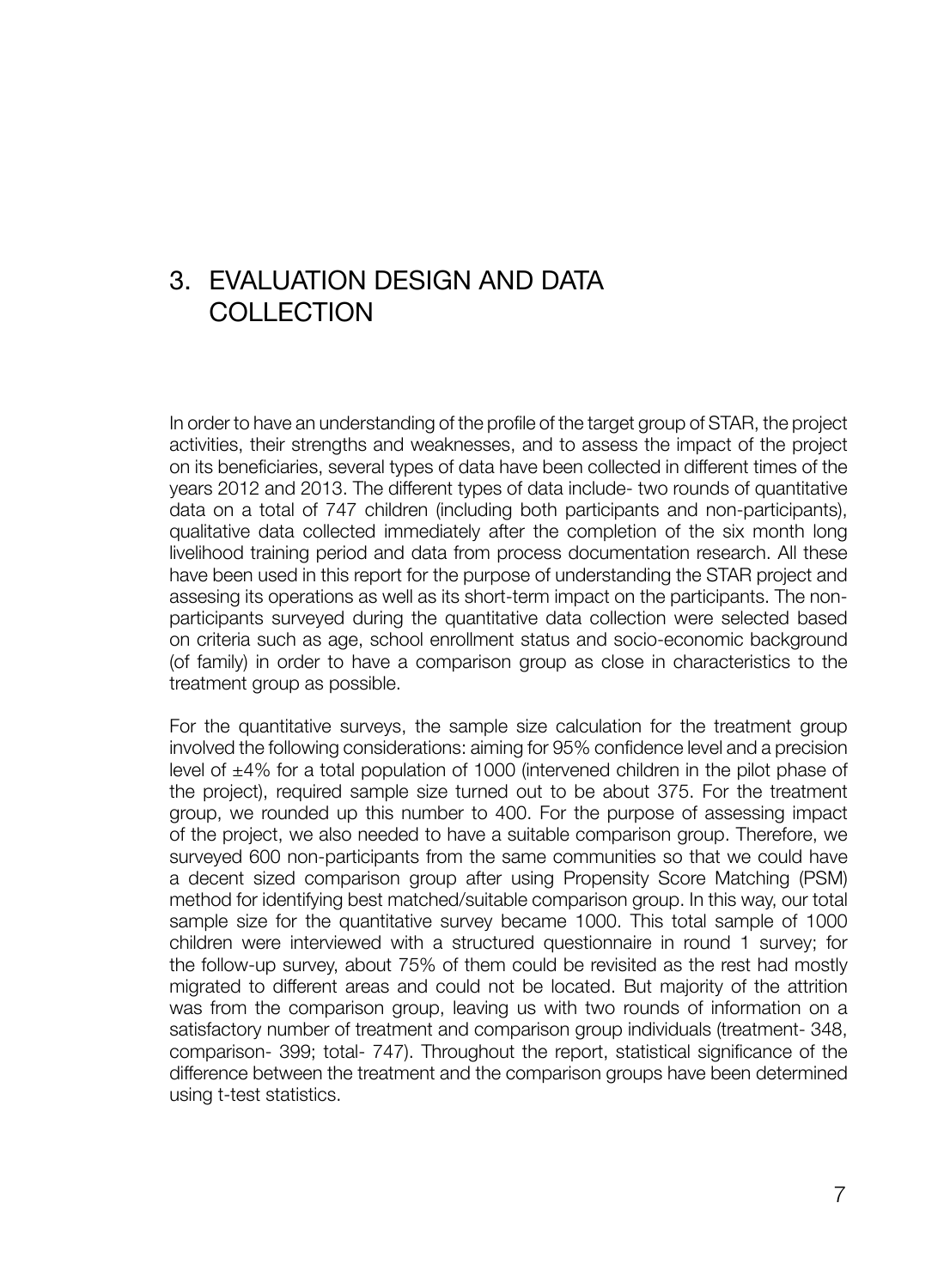# 3. EVALUATION DESIGN AND DATA COLLECTION

In order to have an understanding of the profile of the target group of STAR, the project activities, their strengths and weaknesses, and to assess the impact of the project on its beneficiaries, several types of data have been collected in different times of the years 2012 and 2013. The different types of data include- two rounds of quantitative data on a total of 747 children (including both participants and non-participants), qualitative data collected immediately after the completion of the six month long livelihood training period and data from process documentation research. All these have been used in this report for the purpose of understanding the STAR project and assesing its operations as well as its short-term impact on the participants. The non-participants surveyed during the quantitative data collection were selected based on criteria such as age, school enrollment status and socio-economic background (of family) in order to have a comparison group as close in characteristics to the treatment group as possible.

For the quantitative surveys, the sample size calculation for the treatment group involved the following considerations: aiming for 95% confidence level and a precision level of ±4% for a total population of 1000 (intervened children in the pilot phase of the project), required sample size turned out to be about 375. For the treatment group, we rounded up this number to 400. For the purpose of assessing impact of the project, we also needed to have a suitable comparison group. Therefore, we surveyed 600 non-participants from the same communities so that we could have a decent sized comparison group after using Propensity Score Matching (PSM) method for identifying best matched/suitable comparison group. In this way, our total sample size for the quantitative survey became 1000. This total sample of 1000 children were interviewed with a structured questionnaire in round 1 survey; for the follow-up survey, about 75% of them could be revisited as the rest had mostly migrated to different areas and could not be located. But majority of the attrition was from the comparison group, leaving us with two rounds of information on a satisfactory number of treatment and comparison group individuals (treatment- 348, comparison- 399; total- 747). Throughout the report, statistical significance of the difference between the treatment and the comparison groups have been determined using t-test statistics.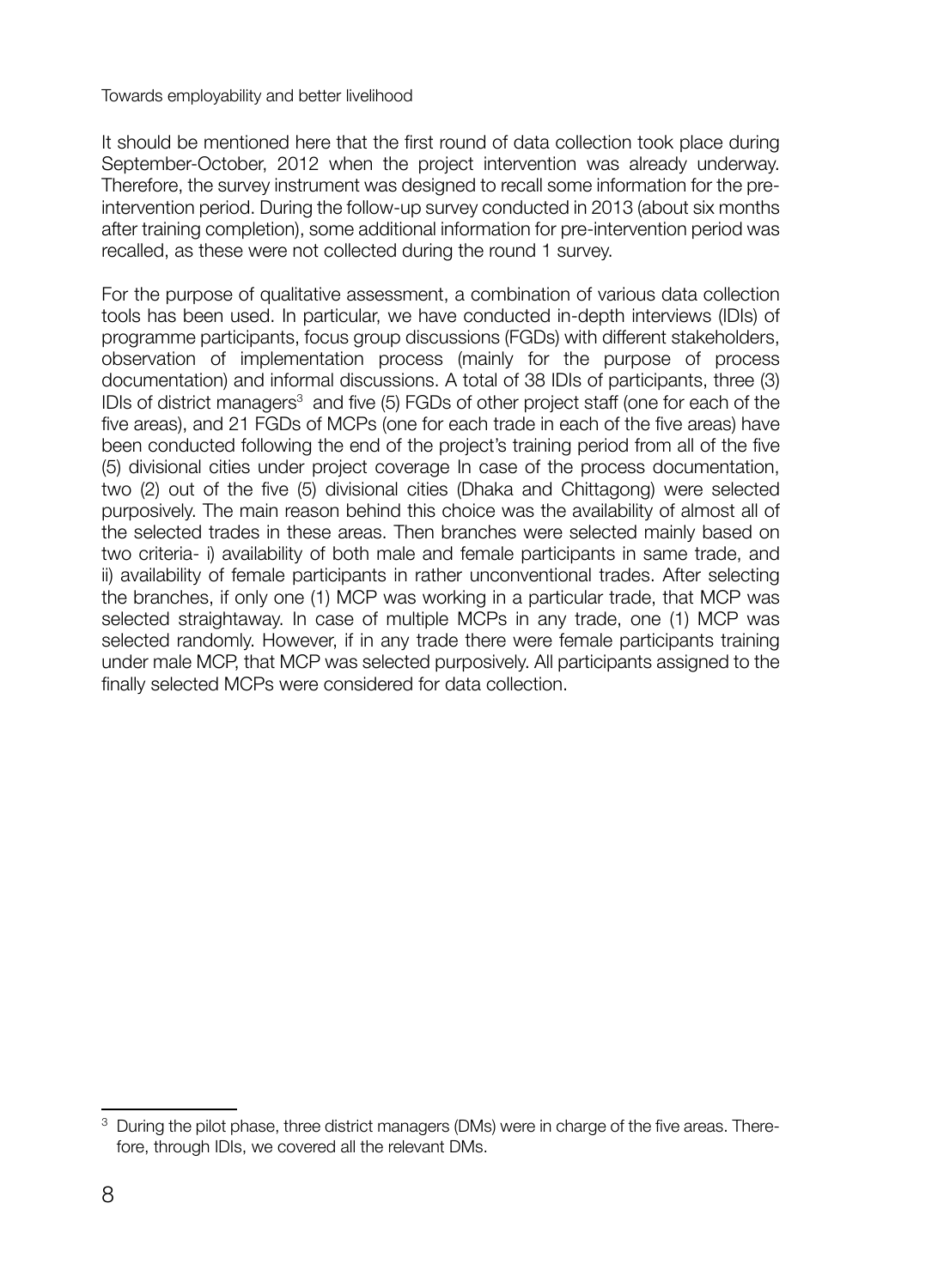It should be mentioned here that the first round of data collection took place during September-October, 2012 when the project intervention was already underway. Therefore, the survey instrument was designed to recall some information for the pre-intervention period. During the follow-up survey conducted in 2013 (about six months after training completion), some additional information for pre-intervention period was recalled, as these were not collected during the round 1 survey.

For the purpose of qualitative assessment, a combination of various data collection tools has been used. In particular, we have conducted in-depth interviews (IDIs) of programme participants, focus group discussions (FGDs) with different stakeholders, observation of implementation process (mainly for the purpose of process documentation) and informal discussions. A total of 38 IDIs of participants, three (3) IDIs of district managers[3] and five (5) FGDs of other project staff (one for each of the five areas), and 21 FGDs of MCPs (one for each trade in each of the five areas) have been conducted following the end of the project's training period from all of the five (5) divisional cities under project coverage In case of the process documentation, two (2) out of the five (5) divisional cities (Dhaka and Chittagong) were selected purposively. The main reason behind this choice was the availability of almost all of the selected trades in these areas. Then branches were selected mainly based on two criteria- i) availability of both male and female participants in same trade, and ii) availability of female participants in rather unconventional trades. After selecting the branches, if only one (1) MCP was working in a particular trade, that MCP was selected straightaway. In case of multiple MCPs in any trade, one (1) MCP was selected randomly. However, if in any trade there were female participants training under male MCP, that MCP was selected purposively. All participants assigned to the finally selected MCPs were considered for data collection.

---

[3] During the pilot phase, three district managers (DMs) were in charge of the five areas. Therefore, through IDIs, we covered all the relevant DMs.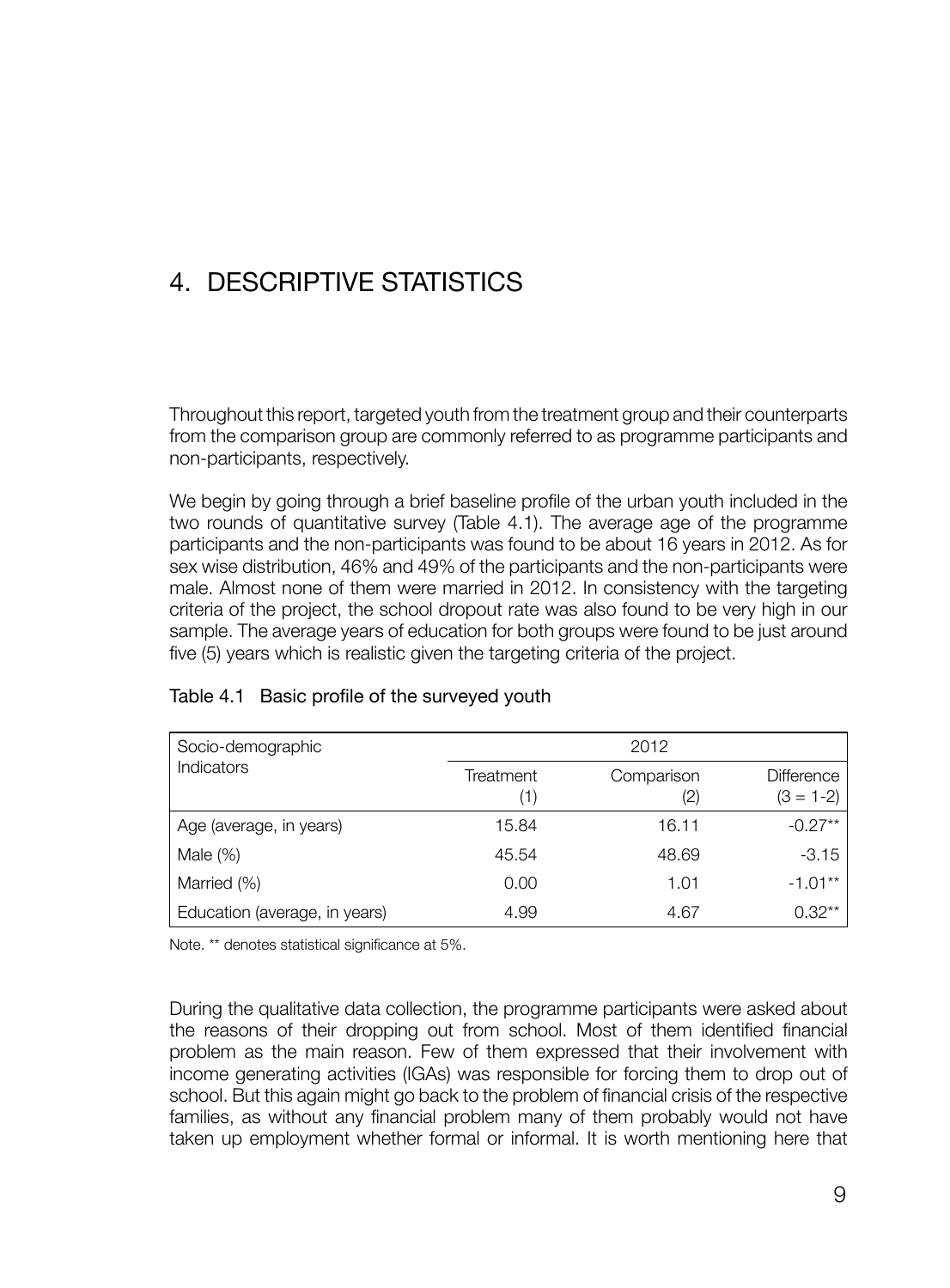# 4. DESCRIPTIVE STATISTICS

Throughout this report, targeted youth from the treatment group and their counterparts from the comparison group are commonly referred to as programme participants and non-participants, respectively.

We begin by going through a brief baseline profile of the urban youth included in the two rounds of quantitative survey (Table 4.1). The average age of the programme participants and the non-participants was found to be about 16 years in 2012. As for sex wise distribution, 46% and 49% of the participants and the non-participants were male. Almost none of them were married in 2012. In consistency with the targeting criteria of the project, the school dropout rate was also found to be very high in our sample. The average years of education for both groups were found to be just around five (5) years which is realistic given the targeting criteria of the project.

Table 4.1 Basic profile of the surveyed youth

| Socio-demographic Indicators | 2012 | | |
|---|---|---|---|
| | Treatment (1) | Comparison (2) | Difference (3 = 1-2) |
| Age (average, in years) | 15.84 | 16.11 | -0.27** |
| Male (%) | 45.54 | 48.69 | -3.15 |
| Married (%) | 0.00 | 1.01 | -1.01** |
| Education (average, in years) | 4.99 | 4.67 | 0.32** |

Note. ** denotes statistical significance at 5%.

During the qualitative data collection, the programme participants were asked about the reasons of their dropping out from school. Most of them identified financial problem as the main reason. Few of them expressed that their involvement with income generating activities (IGAs) was responsible for forcing them to drop out of school. But this again might go back to the problem of financial crisis of the respective families, as without any financial problem many of them probably would not have taken up employment whether formal or informal. It is worth mentioning here that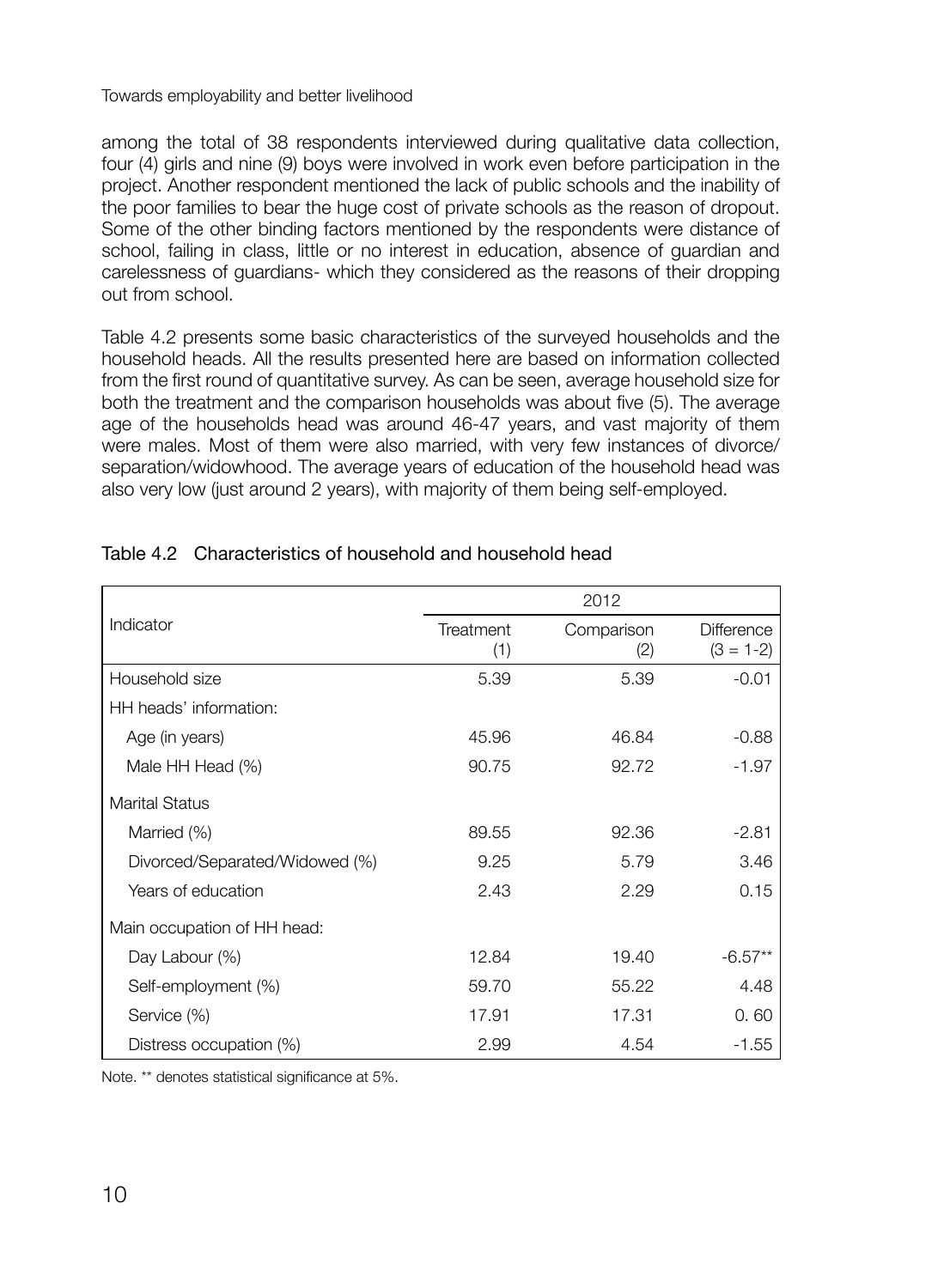among the total of 38 respondents interviewed during qualitative data collection, four (4) girls and nine (9) boys were involved in work even before participation in the project. Another respondent mentioned the lack of public schools and the inability of the poor families to bear the huge cost of private schools as the reason of dropout. Some of the other binding factors mentioned by the respondents were distance of school, failing in class, little or no interest in education, absence of guardian and carelessness of guardians- which they considered as the reasons of their dropping out from school.

Table 4.2 presents some basic characteristics of the surveyed households and the household heads. All the results presented here are based on information collected from the first round of quantitative survey. As can be seen, average household size for both the treatment and the comparison households was about five (5). The average age of the households head was around 46-47 years, and vast majority of them were males. Most of them were also married, with very few instances of divorce/separation/widowhood. The average years of education of the household head was also very low (just around 2 years), with majority of them being self-employed.

Table 4.2 Characteristics of household and household head

| Indicator | 2012 | | |
|---|---|---|---|
| | Treatment (1) | Comparison (2) | Difference (3 = 1-2) |
| Household size | 5.39 | 5.39 | -0.01 |
| HH heads' information: | | | |
| Age (in years) | 45.96 | 46.84 | -0.88 |
| Male HH Head (%) | 90.75 | 92.72 | -1.97 |
| Marital Status | | | |
| Married (%) | 89.55 | 92.36 | -2.81 |
| Divorced/Separated/Widowed (%) | 9.25 | 5.79 | 3.46 |
| Years of education | 2.43 | 2.29 | 0.15 |
| Main occupation of HH head: | | | |
| Day Labour (%) | 12.84 | 19.40 | -6.57** |
| Self-employment (%) | 59.70 | 55.22 | 4.48 |
| Service (%) | 17.91 | 17.31 | 0. 60 |
| Distress occupation (%) | 2.99 | 4.54 | -1.55 |

Note. ** denotes statistical significance at 5%.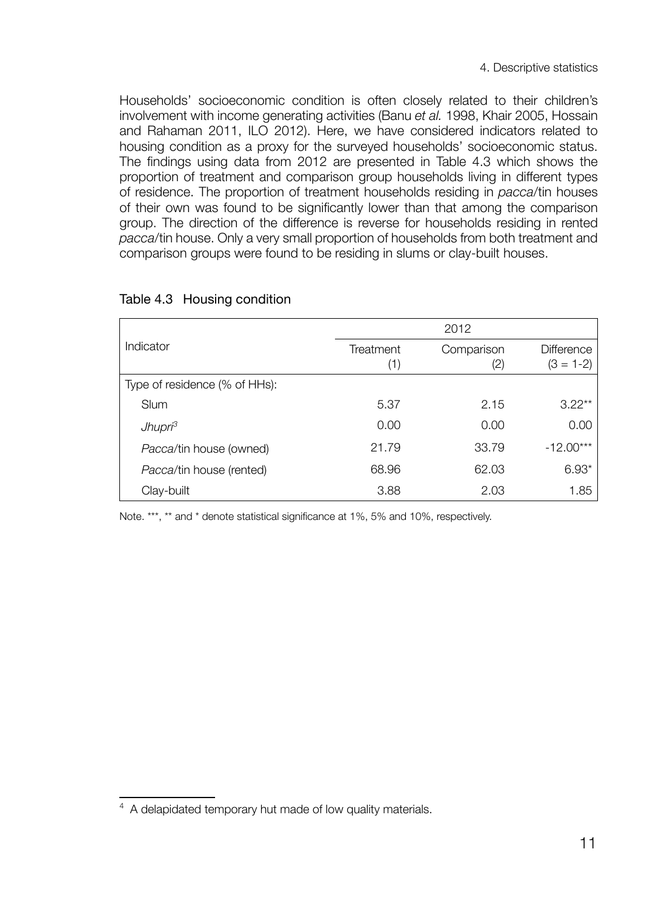Households' socioeconomic condition is often closely related to their children's involvement with income generating activities (Banu *et al.* 1998, Khair 2005, Hossain and Rahaman 2011, ILO 2012). Here, we have considered indicators related to housing condition as a proxy for the surveyed households' socioeconomic status. The findings using data from 2012 are presented in Table 4.3 which shows the proportion of treatment and comparison group households living in different types of residence. The proportion of treatment households residing in *pacca*/tin houses of their own was found to be significantly lower than that among the comparison group. The direction of the difference is reverse for households residing in rented *pacca*/tin house. Only a very small proportion of households from both treatment and comparison groups were found to be residing in slums or clay-built houses.

Table 4.3 Housing condition

| Indicator | 2012 | | |
|---|---|---|---|
| | Treatment (1) | Comparison (2) | Difference (3 = 1-2) |
| Type of residence (% of HHs): | | | |
| Slum | 5.37 | 2.15 | 3.22** |
| *Jhupri*[3] | 0.00 | 0.00 | 0.00 |
| *Pacca*/tin house (owned) | 21.79 | 33.79 | -12.00*** |
| *Pacca*/tin house (rented) | 68.96 | 62.03 | 6.93* |
| Clay-built | 3.88 | 2.03 | 1.85 |

Note. ***, ** and * denote statistical significance at 1%, 5% and 10%, respectively.

[4] A delapidated temporary hut made of low quality materials.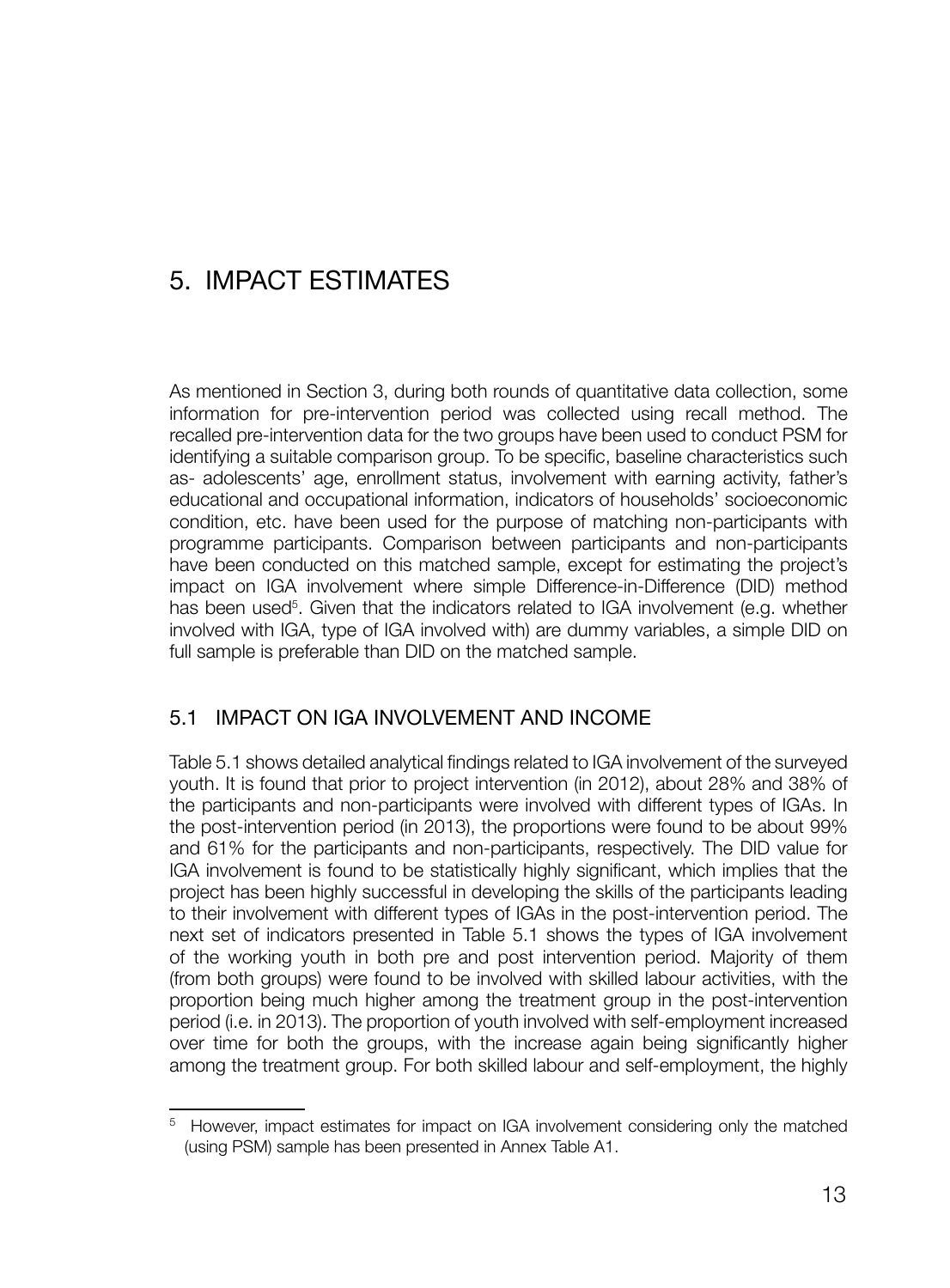# 5. IMPACT ESTIMATES

As mentioned in Section 3, during both rounds of quantitative data collection, some information for pre-intervention period was collected using recall method. The recalled pre-intervention data for the two groups have been used to conduct PSM for identifying a suitable comparison group. To be specific, baseline characteristics such as- adolescents' age, enrollment status, involvement with earning activity, father's educational and occupational information, indicators of households' socioeconomic condition, etc. have been used for the purpose of matching non-participants with programme participants. Comparison between participants and non-participants have been conducted on this matched sample, except for estimating the project's impact on IGA involvement where simple Difference-in-Difference (DID) method has been used[5]. Given that the indicators related to IGA involvement (e.g. whether involved with IGA, type of IGA involved with) are dummy variables, a simple DID on full sample is preferable than DID on the matched sample.

## 5.1 IMPACT ON IGA INVOLVEMENT AND INCOME

Table 5.1 shows detailed analytical findings related to IGA involvement of the surveyed youth. It is found that prior to project intervention (in 2012), about 28% and 38% of the participants and non-participants were involved with different types of IGAs. In the post-intervention period (in 2013), the proportions were found to be about 99% and 61% for the participants and non-participants, respectively. The DID value for IGA involvement is found to be statistically highly significant, which implies that the project has been highly successful in developing the skills of the participants leading to their involvement with different types of IGAs in the post-intervention period. The next set of indicators presented in Table 5.1 shows the types of IGA involvement of the working youth in both pre and post intervention period. Majority of them (from both groups) were found to be involved with skilled labour activities, with the proportion being much higher among the treatment group in the post-intervention period (i.e. in 2013). The proportion of youth involved with self-employment increased over time for both the groups, with the increase again being significantly higher among the treatment group. For both skilled labour and self-employment, the highly

[5] However, impact estimates for impact on IGA involvement considering only the matched (using PSM) sample has been presented in Annex Table A1.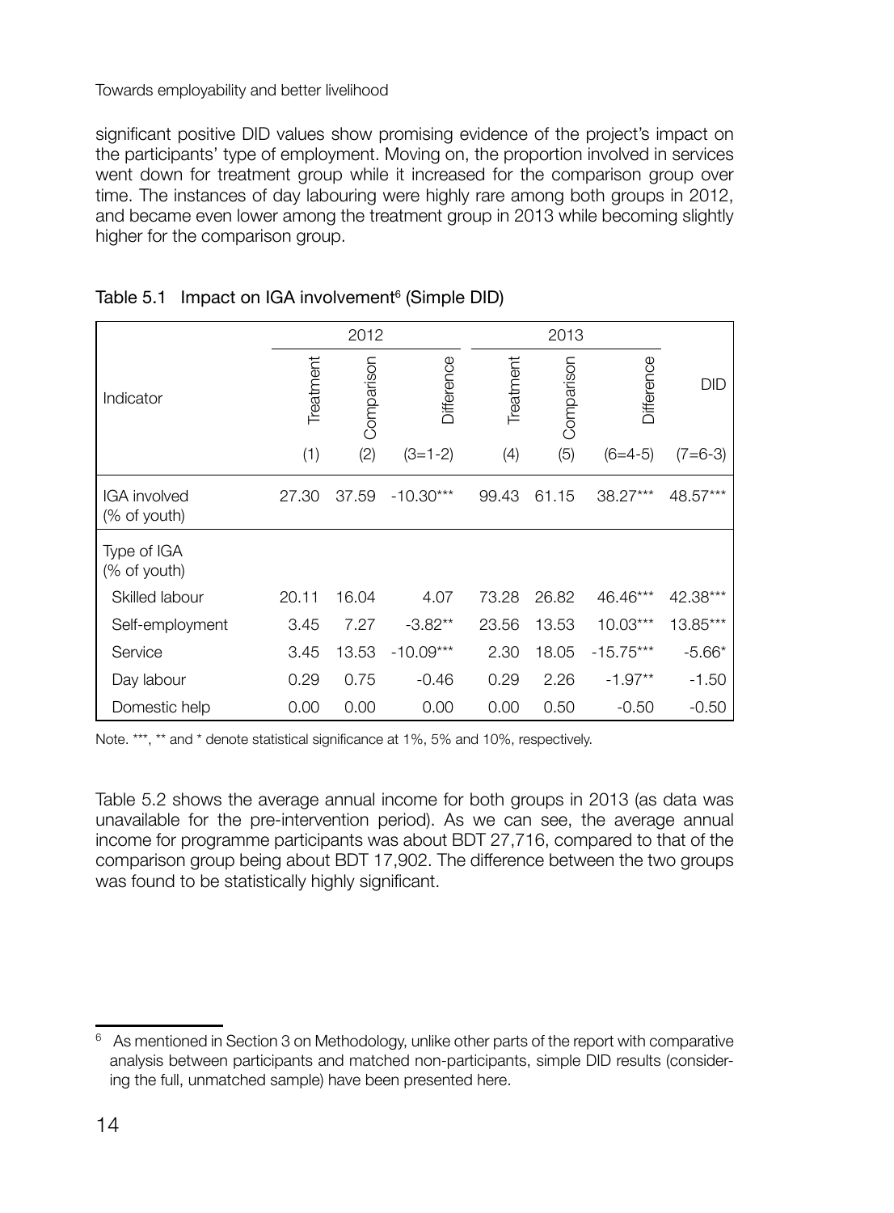significant positive DID values show promising evidence of the project's impact on the participants' type of employment. Moving on, the proportion involved in services went down for treatment group while it increased for the comparison group over time. The instances of day labouring were highly rare among both groups in 2012, and became even lower among the treatment group in 2013 while becoming slightly higher for the comparison group.

Table 5.1 Impact on IGA involvement[6] (Simple DID)

| Indicator | 2012 | | | 2013 | | | DID |
|---|---|---|---|---|---|---|---|
| | Treatment | Comparison | Difference | Treatment | Comparison | Difference | |
| | (1) | (2) | (3=1-2) | (4) | (5) | (6=4-5) | (7=6-3) |
| IGA involved (% of youth) | 27.30 | 37.59 | -10.30*** | 99.43 | 61.15 | 38.27*** | 48.57*** |
| Type of IGA (% of youth) | | | | | | | |
| Skilled labour | 20.11 | 16.04 | 4.07 | 73.28 | 26.82 | 46.46*** | 42.38*** |
| Self-employment | 3.45 | 7.27 | -3.82** | 23.56 | 13.53 | 10.03*** | 13.85*** |
| Service | 3.45 | 13.53 | -10.09*** | 2.30 | 18.05 | -15.75*** | -5.66* |
| Day labour | 0.29 | 0.75 | -0.46 | 0.29 | 2.26 | -1.97** | -1.50 |
| Domestic help | 0.00 | 0.00 | 0.00 | 0.00 | 0.50 | -0.50 | -0.50 |

Note. ***, ** and * denote statistical significance at 1%, 5% and 10%, respectively.

Table 5.2 shows the average annual income for both groups in 2013 (as data was unavailable for the pre-intervention period). As we can see, the average annual income for programme participants was about BDT 27,716, compared to that of the comparison group being about BDT 17,902. The difference between the two groups was found to be statistically highly significant.

[6] As mentioned in Section 3 on Methodology, unlike other parts of the report with comparative analysis between participants and matched non-participants, simple DID results (considering the full, unmatched sample) have been presented here.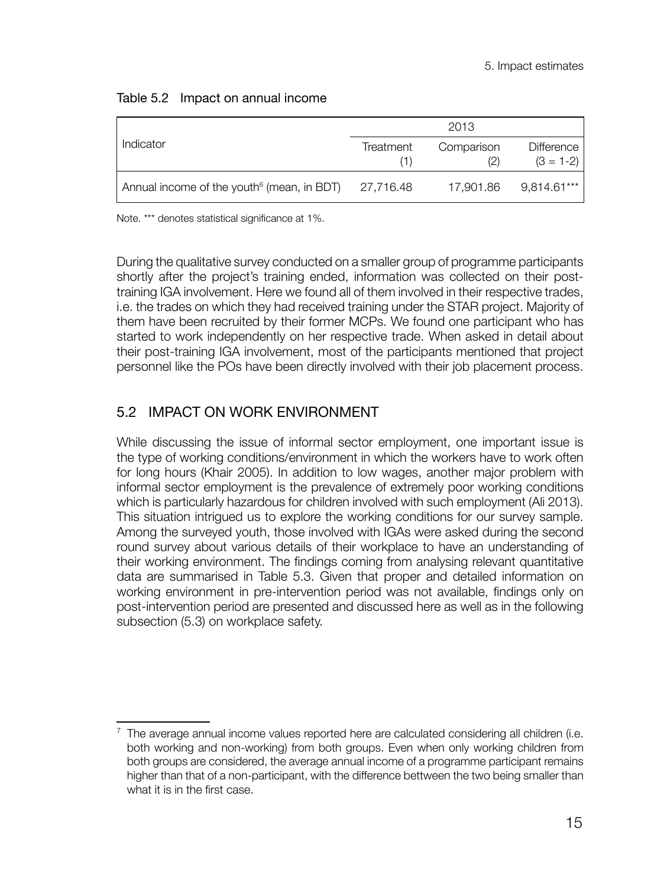Table 5.2 Impact on annual income

| Indicator | 2013 | | |
|---|---|---|---|
| | Treatment (1) | Comparison (2) | Difference (3 = 1-2) |
| Annual income of the youth[6] (mean, in BDT) | 27,716.48 | 17,901.86 | 9,814.61*** |

Note. *** denotes statistical significance at 1%.

During the qualitative survey conducted on a smaller group of programme participants shortly after the project's training ended, information was collected on their post-training IGA involvement. Here we found all of them involved in their respective trades, i.e. the trades on which they had received training under the STAR project. Majority of them have been recruited by their former MCPs. We found one participant who has started to work independently on her respective trade. When asked in detail about their post-training IGA involvement, most of the participants mentioned that project personnel like the POs have been directly involved with their job placement process.

## 5.2 IMPACT ON WORK ENVIRONMENT

While discussing the issue of informal sector employment, one important issue is the type of working conditions/environment in which the workers have to work often for long hours (Khair 2005). In addition to low wages, another major problem with informal sector employment is the prevalence of extremely poor working conditions which is particularly hazardous for children involved with such employment (Ali 2013). This situation intrigued us to explore the working conditions for our survey sample. Among the surveyed youth, those involved with IGAs were asked during the second round survey about various details of their workplace to have an understanding of their working environment. The findings coming from analysing relevant quantitative data are summarised in Table 5.3. Given that proper and detailed information on working environment in pre-intervention period was not available, findings only on post-intervention period are presented and discussed here as well as in the following subsection (5.3) on workplace safety.

[7] The average annual income values reported here are calculated considering all children (i.e. both working and non-working) from both groups. Even when only working children from both groups are considered, the average annual income of a programme participant remains higher than that of a non-participant, with the difference betttween the two being smaller than what it is in the first case.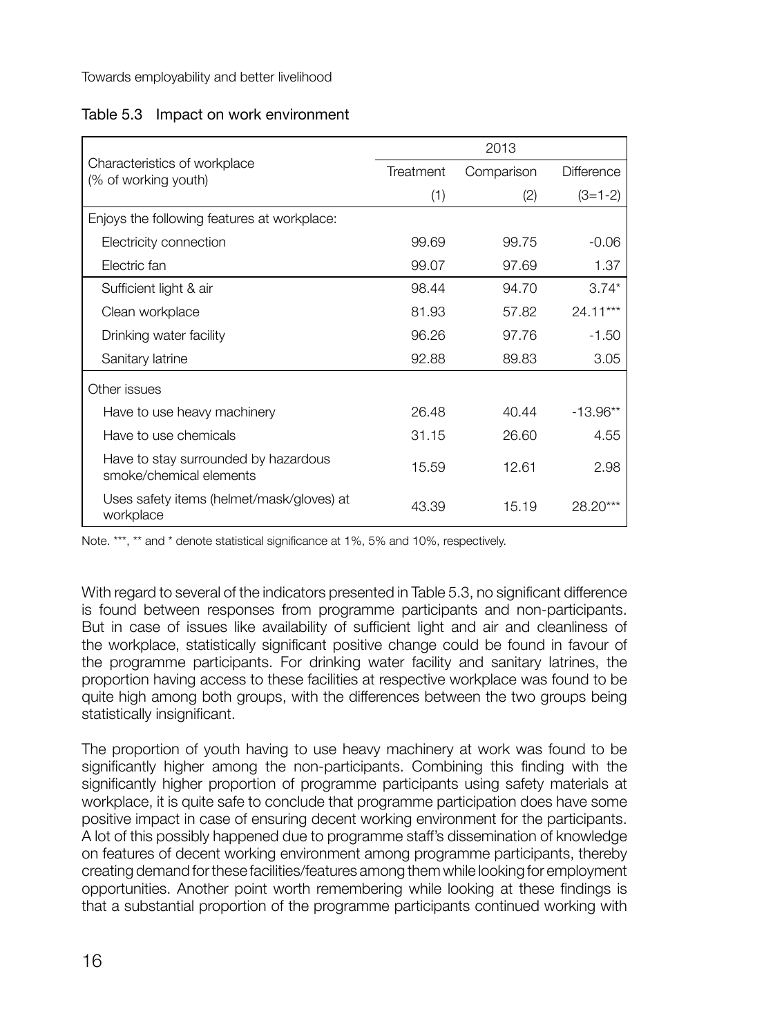Table 5.3 Impact on work environment

| Characteristics of workplace (% of working youth) | 2013 | | |
|---|---|---|---|
| | Treatment | Comparison | Difference |
| | (1) | (2) | (3=1-2) |
| Enjoys the following features at workplace: | | | |
| Electricity connection | 99.69 | 99.75 | -0.06 |
| Electric fan | 99.07 | 97.69 | 1.37 |
| Sufficient light & air | 98.44 | 94.70 | 3.74* |
| Clean workplace | 81.93 | 57.82 | 24.11*** |
| Drinking water facility | 96.26 | 97.76 | -1.50 |
| Sanitary latrine | 92.88 | 89.83 | 3.05 |
| Other issues | | | |
| Have to use heavy machinery | 26.48 | 40.44 | -13.96** |
| Have to use chemicals | 31.15 | 26.60 | 4.55 |
| Have to stay surrounded by hazardous smoke/chemical elements | 15.59 | 12.61 | 2.98 |
| Uses safety items (helmet/mask/gloves) at workplace | 43.39 | 15.19 | 28.20*** |

Note. ***, ** and * denote statistical significance at 1%, 5% and 10%, respectively.

With regard to several of the indicators presented in Table 5.3, no significant difference is found between responses from programme participants and non-participants. But in case of issues like availability of sufficient light and air and cleanliness of the workplace, statistically significant positive change could be found in favour of the programme participants. For drinking water facility and sanitary latrines, the proportion having access to these facilities at respective workplace was found to be quite high among both groups, with the differences between the two groups being statistically insignificant.

The proportion of youth having to use heavy machinery at work was found to be significantly higher among the non-participants. Combining this finding with the significantly higher proportion of programme participants using safety materials at workplace, it is quite safe to conclude that programme participation does have some positive impact in case of ensuring decent working environment for the participants. A lot of this possibly happened due to programme staff's dissemination of knowledge on features of decent working environment among programme participants, thereby creating demand for these facilities/features among them while looking for employment opportunities. Another point worth remembering while looking at these findings is that a substantial proportion of the programme participants continued working with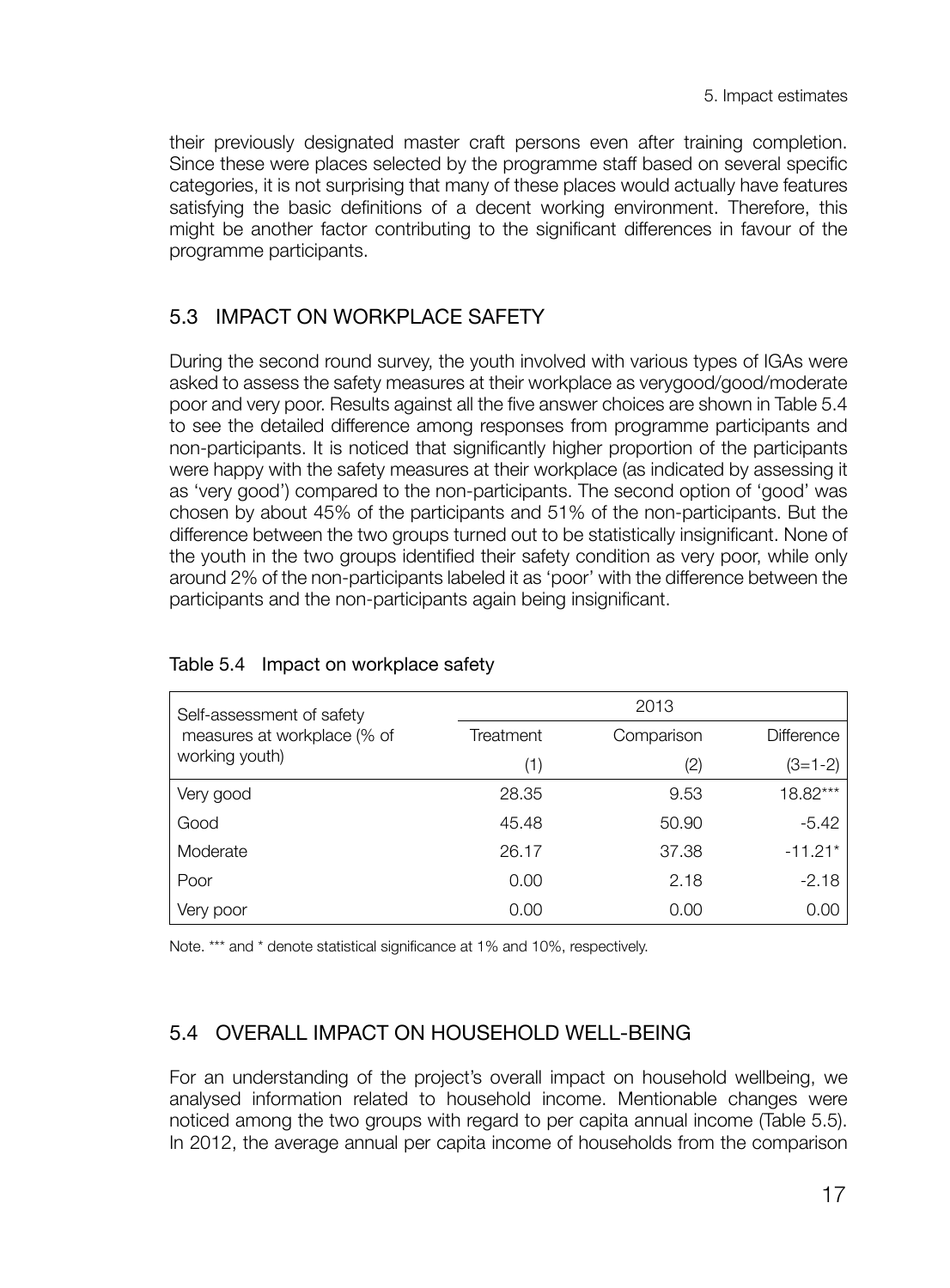their previously designated master craft persons even after training completion. Since these were places selected by the programme staff based on several specific categories, it is not surprising that many of these places would actually have features satisfying the basic definitions of a decent working environment. Therefore, this might be another factor contributing to the significant differences in favour of the programme participants.

## 5.3 IMPACT ON WORKPLACE SAFETY

During the second round survey, the youth involved with various types of IGAs were asked to assess the safety measures at their workplace as verygood/good/moderate poor and very poor. Results against all the five answer choices are shown in Table 5.4 to see the detailed difference among responses from programme participants and non-participants. It is noticed that significantly higher proportion of the participants were happy with the safety measures at their workplace (as indicated by assessing it as 'very good') compared to the non-participants. The second option of 'good' was chosen by about 45% of the participants and 51% of the non-participants. But the difference between the two groups turned out to be statistically insignificant. None of the youth in the two groups identified their safety condition as very poor, while only around 2% of the non-participants labeled it as 'poor' with the difference between the participants and the non-participants again being insignificant.

Table 5.4 Impact on workplace safety

| Self-assessment of safety measures at workplace (% of working youth) | 2013 | | |
|---|---|---|---|
| | Treatment | Comparison | Difference |
| | (1) | (2) | (3=1-2) |
| Very good | 28.35 | 9.53 | 18.82*** |
| Good | 45.48 | 50.90 | -5.42 |
| Moderate | 26.17 | 37.38 | -11.21* |
| Poor | 0.00 | 2.18 | -2.18 |
| Very poor | 0.00 | 0.00 | 0.00 |

Note. *** and * denote statistical significance at 1% and 10%, respectively.

## 5.4 OVERALL IMPACT ON HOUSEHOLD WELL-BEING

For an understanding of the project's overall impact on household wellbeing, we analysed information related to household income. Mentionable changes were noticed among the two groups with regard to per capita annual income (Table 5.5). In 2012, the average annual per capita income of households from the comparison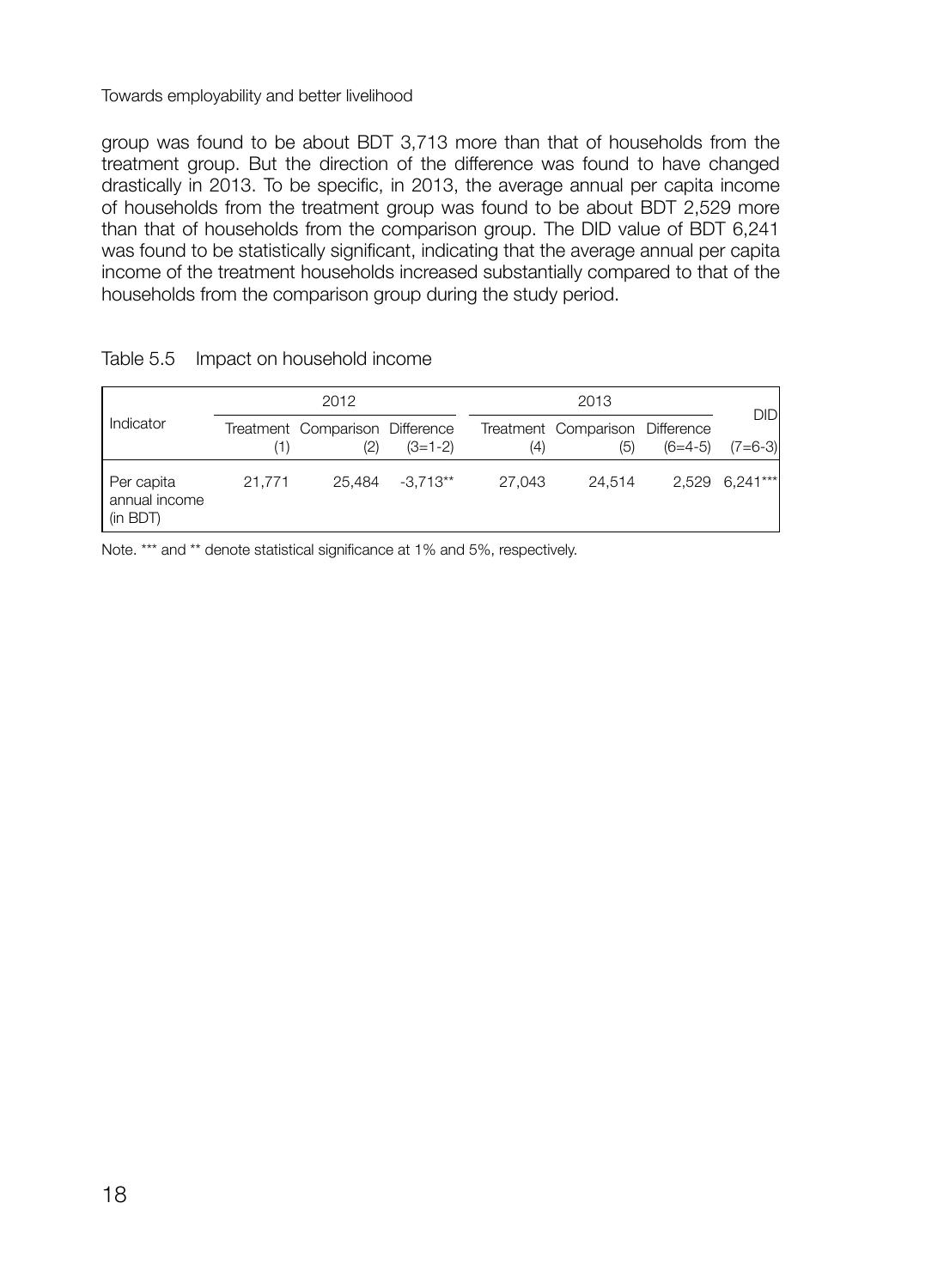group was found to be about BDT 3,713 more than that of households from the treatment group. But the direction of the difference was found to have changed drastically in 2013. To be specific, in 2013, the average annual per capita income of households from the treatment group was found to be about BDT 2,529 more than that of households from the comparison group. The DID value of BDT 6,241 was found to be statistically significant, indicating that the average annual per capita income of the treatment households increased substantially compared to that of the households from the comparison group during the study period.

Table 5.5 Impact on household income

| Indicator | 2012 | | | 2013 | | | DID |
|---|---|---|---|---|---|---|---|
| | Treatment (1) | Comparison (2) | Difference (3=1-2) | Treatment (4) | Comparison (5) | Difference (6=4-5) | (7=6-3) |
| Per capita annual income (in BDT) | 21,771 | 25,484 | -3,713** | 27,043 | 24,514 | 2,529 | 6,241*** |

Note. *** and ** denote statistical significance at 1% and 5%, respectively.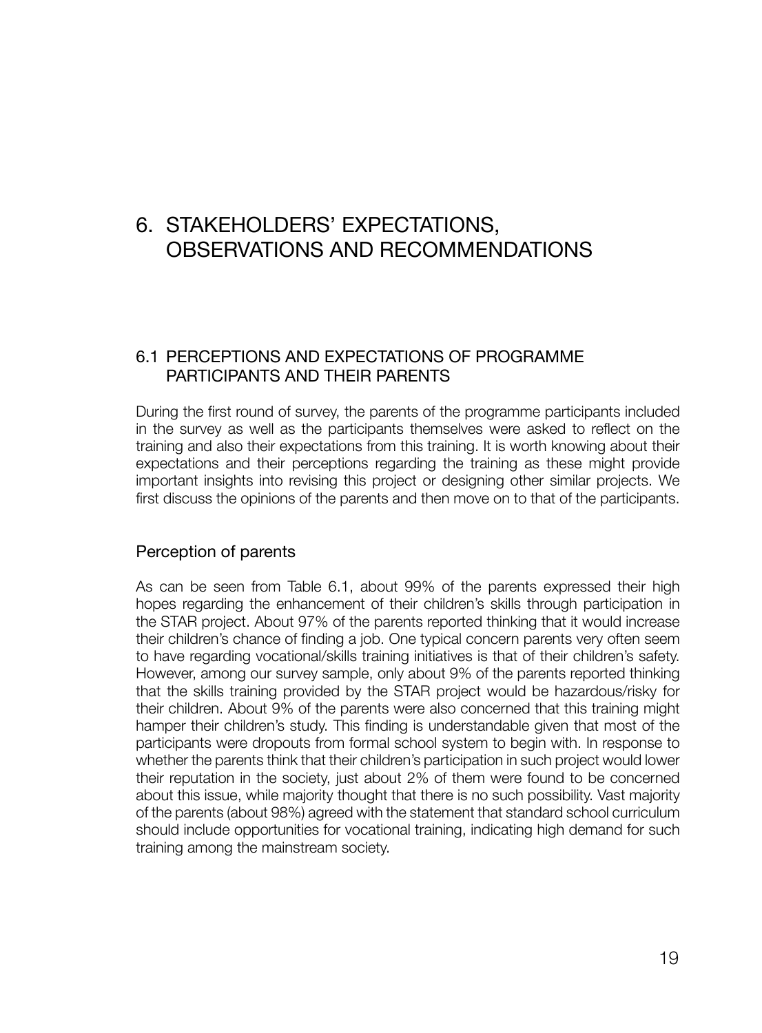# 6. STAKEHOLDERS' EXPECTATIONS, OBSERVATIONS AND RECOMMENDATIONS

## 6.1 PERCEPTIONS AND EXPECTATIONS OF PROGRAMME PARTICIPANTS AND THEIR PARENTS

During the first round of survey, the parents of the programme participants included in the survey as well as the participants themselves were asked to reflect on the training and also their expectations from this training. It is worth knowing about their expectations and their perceptions regarding the training as these might provide important insights into revising this project or designing other similar projects. We first discuss the opinions of the parents and then move on to that of the participants.

### Perception of parents

As can be seen from Table 6.1, about 99% of the parents expressed their high hopes regarding the enhancement of their children's skills through participation in the STAR project. About 97% of the parents reported thinking that it would increase their children's chance of finding a job. One typical concern parents very often seem to have regarding vocational/skills training initiatives is that of their children's safety. However, among our survey sample, only about 9% of the parents reported thinking that the skills training provided by the STAR project would be hazardous/risky for their children. About 9% of the parents were also concerned that this training might hamper their children's study. This finding is understandable given that most of the participants were dropouts from formal school system to begin with. In response to whether the parents think that their children's participation in such project would lower their reputation in the society, just about 2% of them were found to be concerned about this issue, while majority thought that there is no such possibility. Vast majority of the parents (about 98%) agreed with the statement that standard school curriculum should include opportunities for vocational training, indicating high demand for such training among the mainstream society.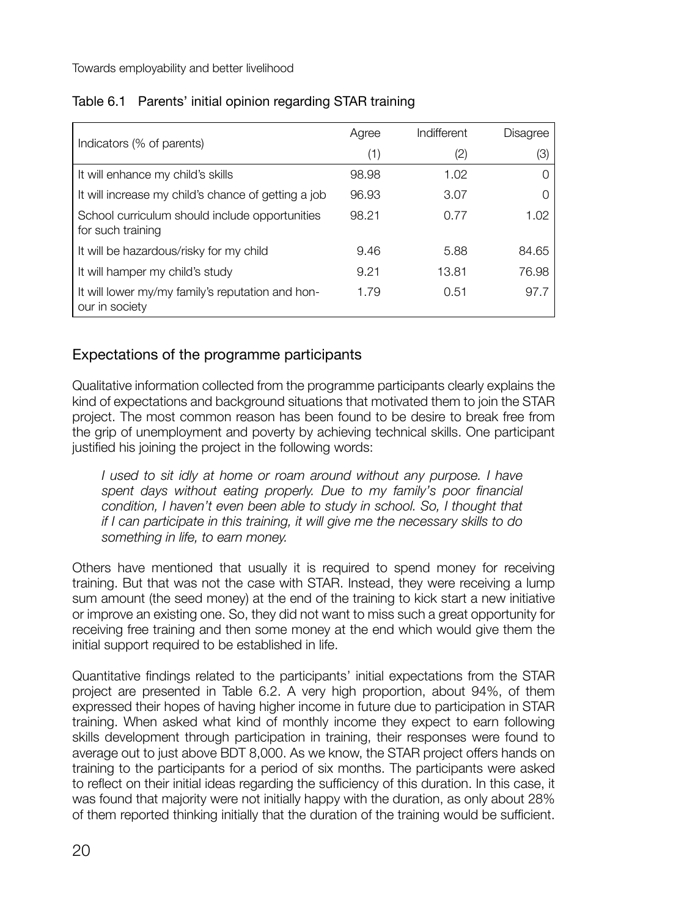Table 6.1 Parents' initial opinion regarding STAR training

| Indicators (% of parents) | Agree | Indifferent | Disagree |
|---|---|---|---|
| | (1) | (2) | (3) |
| It will enhance my child's skills | 98.98 | 1.02 | 0 |
| It will increase my child's chance of getting a job | 96.93 | 3.07 | 0 |
| School curriculum should include opportunities for such training | 98.21 | 0.77 | 1.02 |
| It will be hazardous/risky for my child | 9.46 | 5.88 | 84.65 |
| It will hamper my child's study | 9.21 | 13.81 | 76.98 |
| It will lower my/my family's reputation and honour in society | 1.79 | 0.51 | 97.7 |

## Expectations of the programme participants

Qualitative information collected from the programme participants clearly explains the kind of expectations and background situations that motivated them to join the STAR project. The most common reason has been found to be desire to break free from the grip of unemployment and poverty by achieving technical skills. One participant justified his joining the project in the following words:

> *I used to sit idly at home or roam around without any purpose. I have spent days without eating properly. Due to my family's poor financial condition, I haven't even been able to study in school. So, I thought that if I can participate in this training, it will give me the necessary skills to do something in life, to earn money.*

Others have mentioned that usually it is required to spend money for receiving training. But that was not the case with STAR. Instead, they were receiving a lump sum amount (the seed money) at the end of the training to kick start a new initiative or improve an existing one. So, they did not want to miss such a great opportunity for receiving free training and then some money at the end which would give them the initial support required to be established in life.

Quantitative findings related to the participants' initial expectations from the STAR project are presented in Table 6.2. A very high proportion, about 94%, of them expressed their hopes of having higher income in future due to participation in STAR training. When asked what kind of monthly income they expect to earn following skills development through participation in training, their responses were found to average out to just above BDT 8,000. As we know, the STAR project offers hands on training to the participants for a period of six months. The participants were asked to reflect on their initial ideas regarding the sufficiency of this duration. In this case, it was found that majority were not initially happy with the duration, as only about 28% of them reported thinking initially that the duration of the training would be sufficient.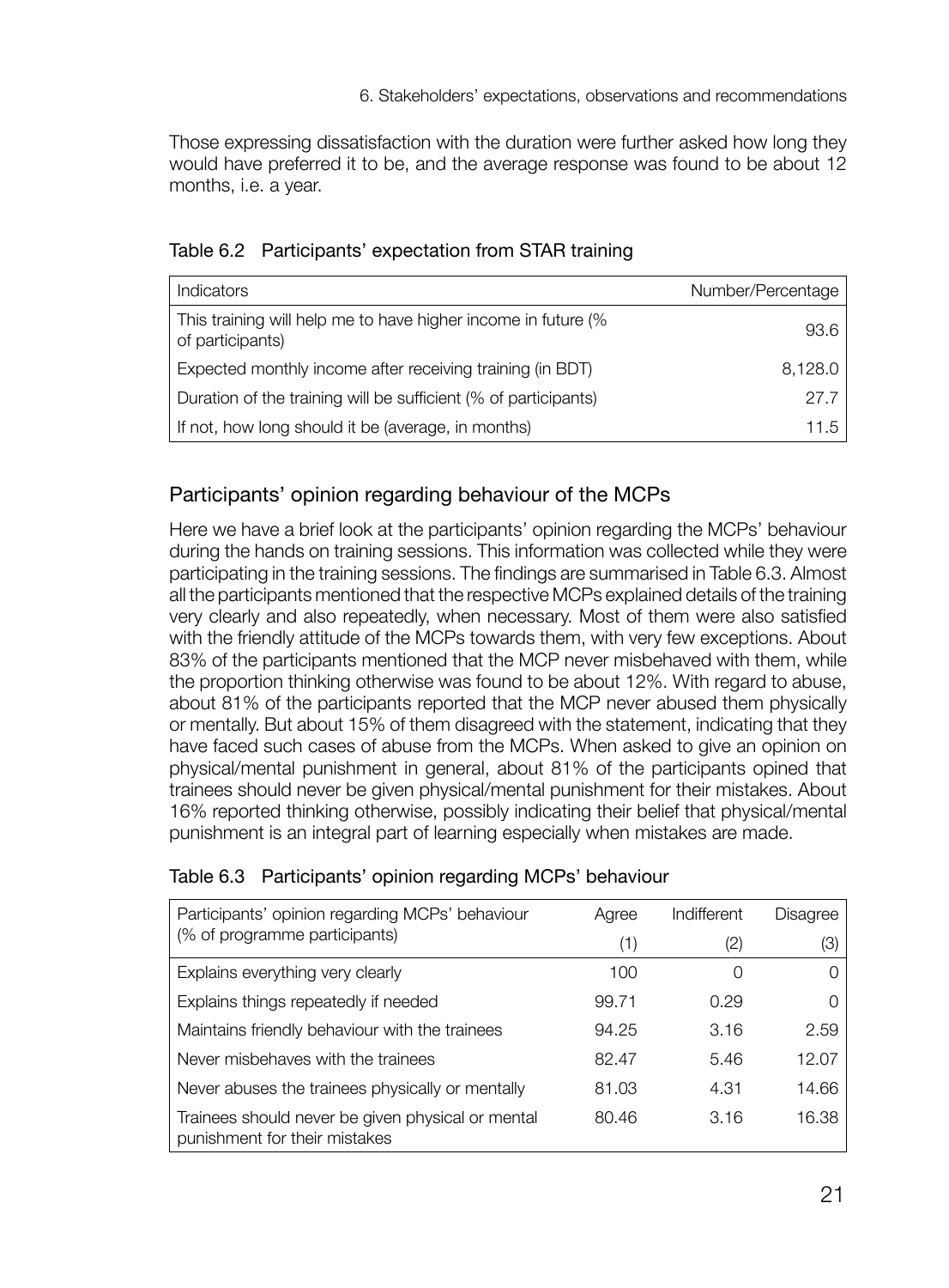Those expressing dissatisfaction with the duration were further asked how long they would have preferred it to be, and the average response was found to be about 12 months, i.e. a year.

Table 6.2 Participants' expectation from STAR training

| Indicators | Number/Percentage |
|---|---|
| This training will help me to have higher income in future (% of participants) | 93.6 |
| Expected monthly income after receiving training (in BDT) | 8,128.0 |
| Duration of the training will be sufficient (% of participants) | 27.7 |
| If not, how long should it be (average, in months) | 11.5 |

## Participants' opinion regarding behaviour of the MCPs

Here we have a brief look at the participants' opinion regarding the MCPs' behaviour during the hands on training sessions. This information was collected while they were participating in the training sessions. The findings are summarised in Table 6.3. Almost all the participants mentioned that the respective MCPs explained details of the training very clearly and also repeatedly, when necessary. Most of them were also satisfied with the friendly attitude of the MCPs towards them, with very few exceptions. About 83% of the participants mentioned that the MCP never misbehaved with them, while the proportion thinking otherwise was found to be about 12%. With regard to abuse, about 81% of the participants reported that the MCP never abused them physically or mentally. But about 15% of them disagreed with the statement, indicating that they have faced such cases of abuse from the MCPs. When asked to give an opinion on physical/mental punishment in general, about 81% of the participants opined that trainees should never be given physical/mental punishment for their mistakes. About 16% reported thinking otherwise, possibly indicating their belief that physical/mental punishment is an integral part of learning especially when mistakes are made.

Table 6.3 Participants' opinion regarding MCPs' behaviour

| Participants' opinion regarding MCPs' behaviour (% of programme participants) | Agree | Indifferent | Disagree |
|---|---|---|---|
| | (1) | (2) | (3) |
| Explains everything very clearly | 100 | 0 | 0 |
| Explains things repeatedly if needed | 99.71 | 0.29 | 0 |
| Maintains friendly behaviour with the trainees | 94.25 | 3.16 | 2.59 |
| Never misbehaves with the trainees | 82.47 | 5.46 | 12.07 |
| Never abuses the trainees physically or mentally | 81.03 | 4.31 | 14.66 |
| Trainees should never be given physical or mental punishment for their mistakes | 80.46 | 3.16 | 16.38 |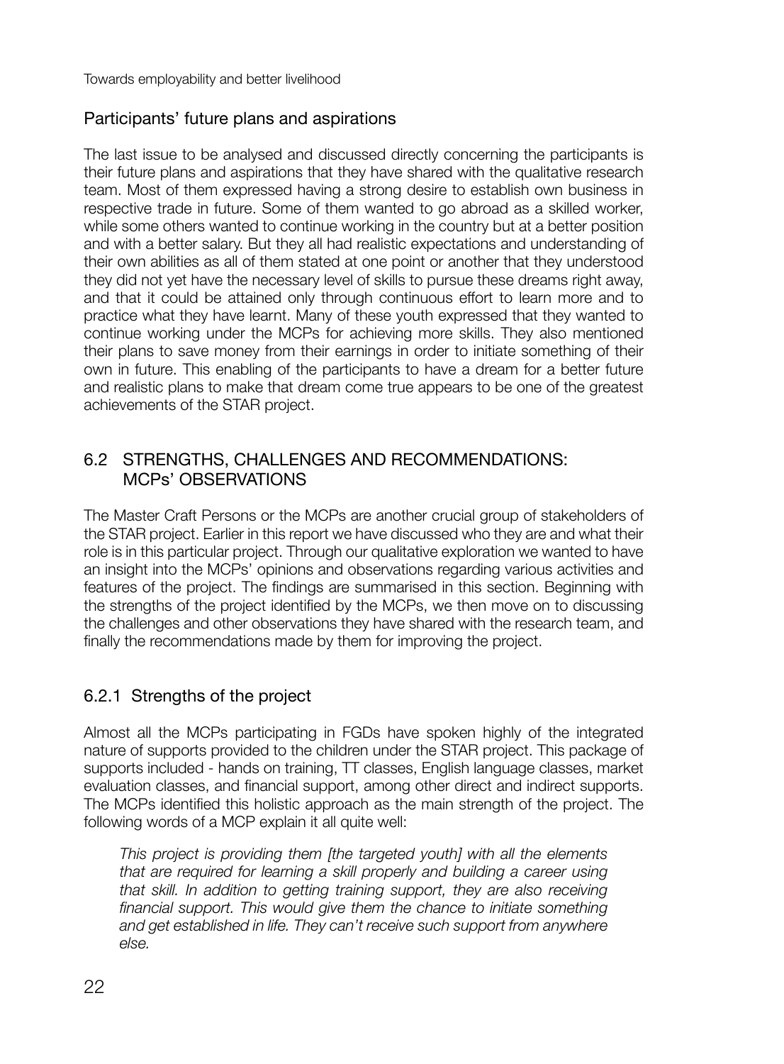### Participants' future plans and aspirations

The last issue to be analysed and discussed directly concerning the participants is their future plans and aspirations that they have shared with the qualitative research team. Most of them expressed having a strong desire to establish own business in respective trade in future. Some of them wanted to go abroad as a skilled worker, while some others wanted to continue working in the country but at a better position and with a better salary. But they all had realistic expectations and understanding of their own abilities as all of them stated at one point or another that they understood they did not yet have the necessary level of skills to pursue these dreams right away, and that it could be attained only through continuous effort to learn more and to practice what they have learnt. Many of these youth expressed that they wanted to continue working under the MCPs for achieving more skills. They also mentioned their plans to save money from their earnings in order to initiate something of their own in future. This enabling of the participants to have a dream for a better future and realistic plans to make that dream come true appears to be one of the greatest achievements of the STAR project.

## 6.2 STRENGTHS, CHALLENGES AND RECOMMENDATIONS: MCPs' OBSERVATIONS

The Master Craft Persons or the MCPs are another crucial group of stakeholders of the STAR project. Earlier in this report we have discussed who they are and what their role is in this particular project. Through our qualitative exploration we wanted to have an insight into the MCPs' opinions and observations regarding various activities and features of the project. The findings are summarised in this section. Beginning with the strengths of the project identified by the MCPs, we then move on to discussing the challenges and other observations they have shared with the research team, and finally the recommendations made by them for improving the project.

### 6.2.1 Strengths of the project

Almost all the MCPs participating in FGDs have spoken highly of the integrated nature of supports provided to the children under the STAR project. This package of supports included - hands on training, TT classes, English language classes, market evaluation classes, and financial support, among other direct and indirect supports. The MCPs identified this holistic approach as the main strength of the project. The following words of a MCP explain it all quite well:

> *This project is providing them [the targeted youth] with all the elements that are required for learning a skill properly and building a career using that skill. In addition to getting training support, they are also receiving financial support. This would give them the chance to initiate something and get established in life. They can't receive such support from anywhere else.*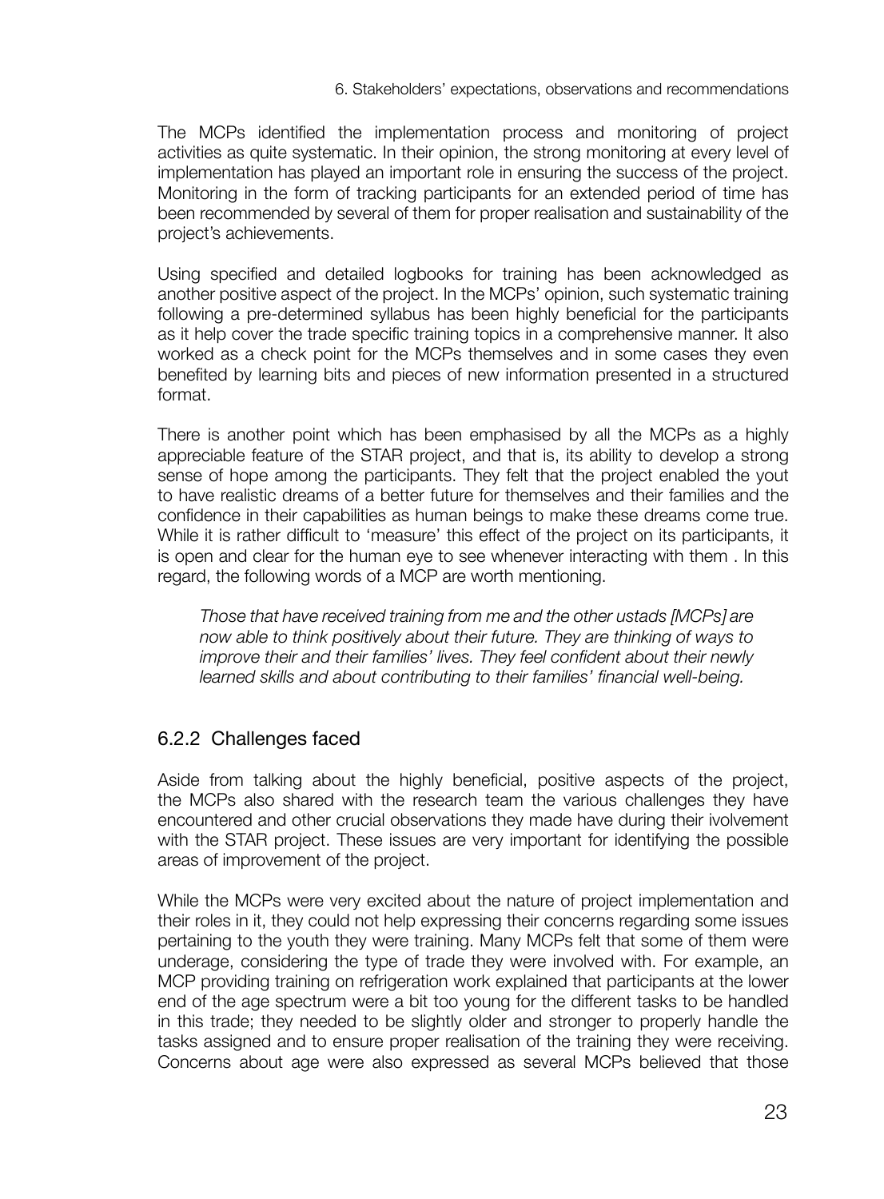The MCPs identified the implementation process and monitoring of project activities as quite systematic. In their opinion, the strong monitoring at every level of implementation has played an important role in ensuring the success of the project. Monitoring in the form of tracking participants for an extended period of time has been recommended by several of them for proper realisation and sustainability of the project's achievements.

Using specified and detailed logbooks for training has been acknowledged as another positive aspect of the project. In the MCPs' opinion, such systematic training following a pre-determined syllabus has been highly beneficial for the participants as it help cover the trade specific training topics in a comprehensive manner. It also worked as a check point for the MCPs themselves and in some cases they even benefited by learning bits and pieces of new information presented in a structured format.

There is another point which has been emphasised by all the MCPs as a highly appreciable feature of the STAR project, and that is, its ability to develop a strong sense of hope among the participants. They felt that the project enabled the yout to have realistic dreams of a better future for themselves and their families and the confidence in their capabilities as human beings to make these dreams come true. While it is rather difficult to 'measure' this effect of the project on its participants, it is open and clear for the human eye to see whenever interacting with them . In this regard, the following words of a MCP are worth mentioning.

> *Those that have received training from me and the other ustads [MCPs] are now able to think positively about their future. They are thinking of ways to improve their and their families' lives. They feel confident about their newly learned skills and about contributing to their families' financial well-being.*

### 6.2.2 Challenges faced

Aside from talking about the highly beneficial, positive aspects of the project, the MCPs also shared with the research team the various challenges they have encountered and other crucial observations they made have during their ivolvement with the STAR project. These issues are very important for identifying the possible areas of improvement of the project.

While the MCPs were very excited about the nature of project implementation and their roles in it, they could not help expressing their concerns regarding some issues pertaining to the youth they were training. Many MCPs felt that some of them were underage, considering the type of trade they were involved with. For example, an MCP providing training on refrigeration work explained that participants at the lower end of the age spectrum were a bit too young for the different tasks to be handled in this trade; they needed to be slightly older and stronger to properly handle the tasks assigned and to ensure proper realisation of the training they were receiving. Concerns about age were also expressed as several MCPs believed that those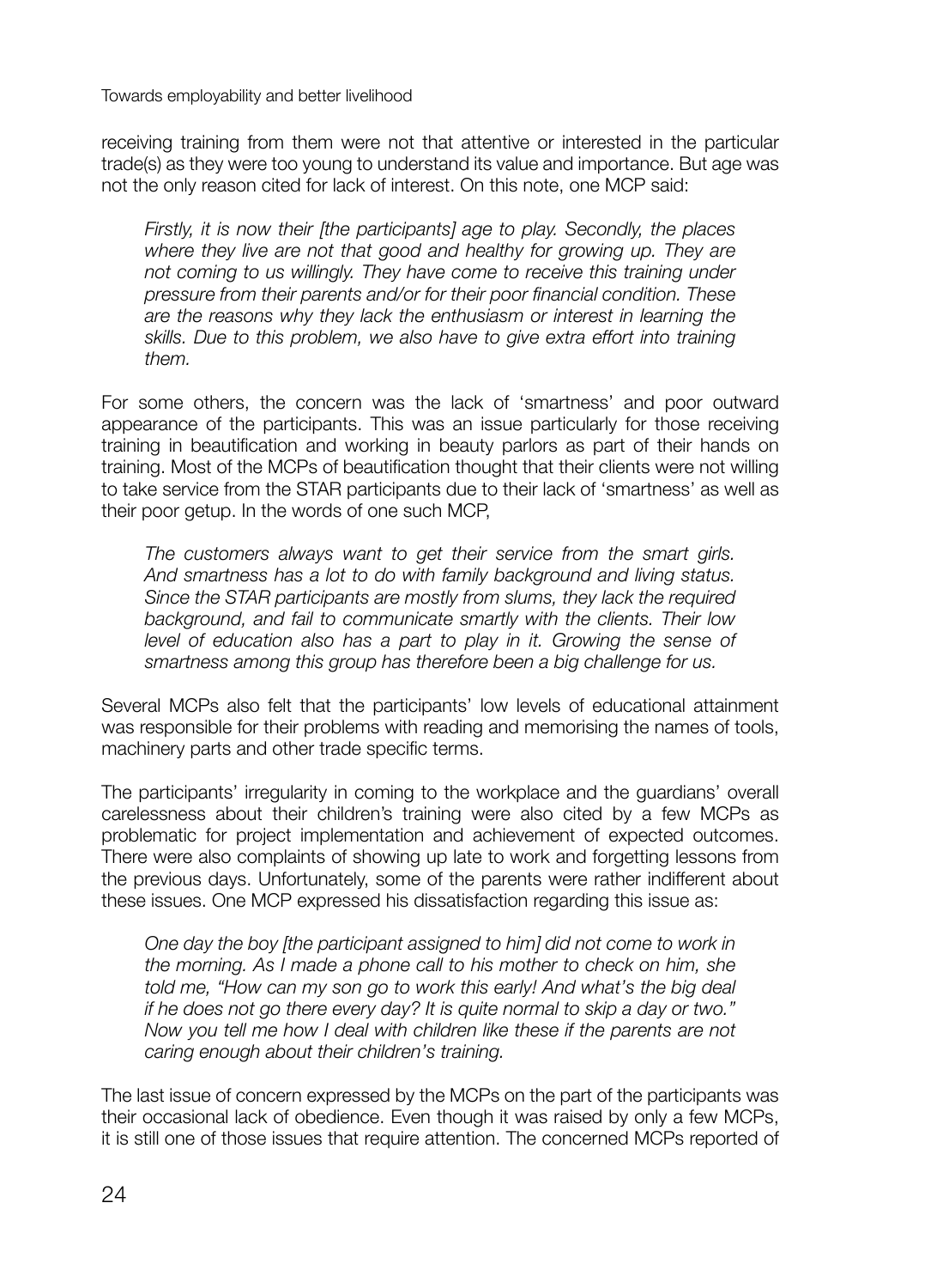receiving training from them were not that attentive or interested in the particular trade(s) as they were too young to understand its value and importance. But age was not the only reason cited for lack of interest. On this note, one MCP said:

> *Firstly, it is now their [the participants] age to play. Secondly, the places where they live are not that good and healthy for growing up. They are not coming to us willingly. They have come to receive this training under pressure from their parents and/or for their poor financial condition. These are the reasons why they lack the enthusiasm or interest in learning the skills. Due to this problem, we also have to give extra effort into training them.*

For some others, the concern was the lack of 'smartness' and poor outward appearance of the participants. This was an issue particularly for those receiving training in beautification and working in beauty parlors as part of their hands on training. Most of the MCPs of beautification thought that their clients were not willing to take service from the STAR participants due to their lack of 'smartness' as well as their poor getup. In the words of one such MCP,

> *The customers always want to get their service from the smart girls. And smartness has a lot to do with family background and living status. Since the STAR participants are mostly from slums, they lack the required background, and fail to communicate smartly with the clients. Their low level of education also has a part to play in it. Growing the sense of smartness among this group has therefore been a big challenge for us.*

Several MCPs also felt that the participants' low levels of educational attainment was responsible for their problems with reading and memorising the names of tools, machinery parts and other trade specific terms.

The participants' irregularity in coming to the workplace and the guardians' overall carelessness about their children's training were also cited by a few MCPs as problematic for project implementation and achievement of expected outcomes. There were also complaints of showing up late to work and forgetting lessons from the previous days. Unfortunately, some of the parents were rather indifferent about these issues. One MCP expressed his dissatisfaction regarding this issue as:

> *One day the boy [the participant assigned to him] did not come to work in the morning. As I made a phone call to his mother to check on him, she told me, "How can my son go to work this early! And what's the big deal if he does not go there every day? It is quite normal to skip a day or two." Now you tell me how I deal with children like these if the parents are not caring enough about their children's training.*

The last issue of concern expressed by the MCPs on the part of the participants was their occasional lack of obedience. Even though it was raised by only a few MCPs, it is still one of those issues that require attention. The concerned MCPs reported of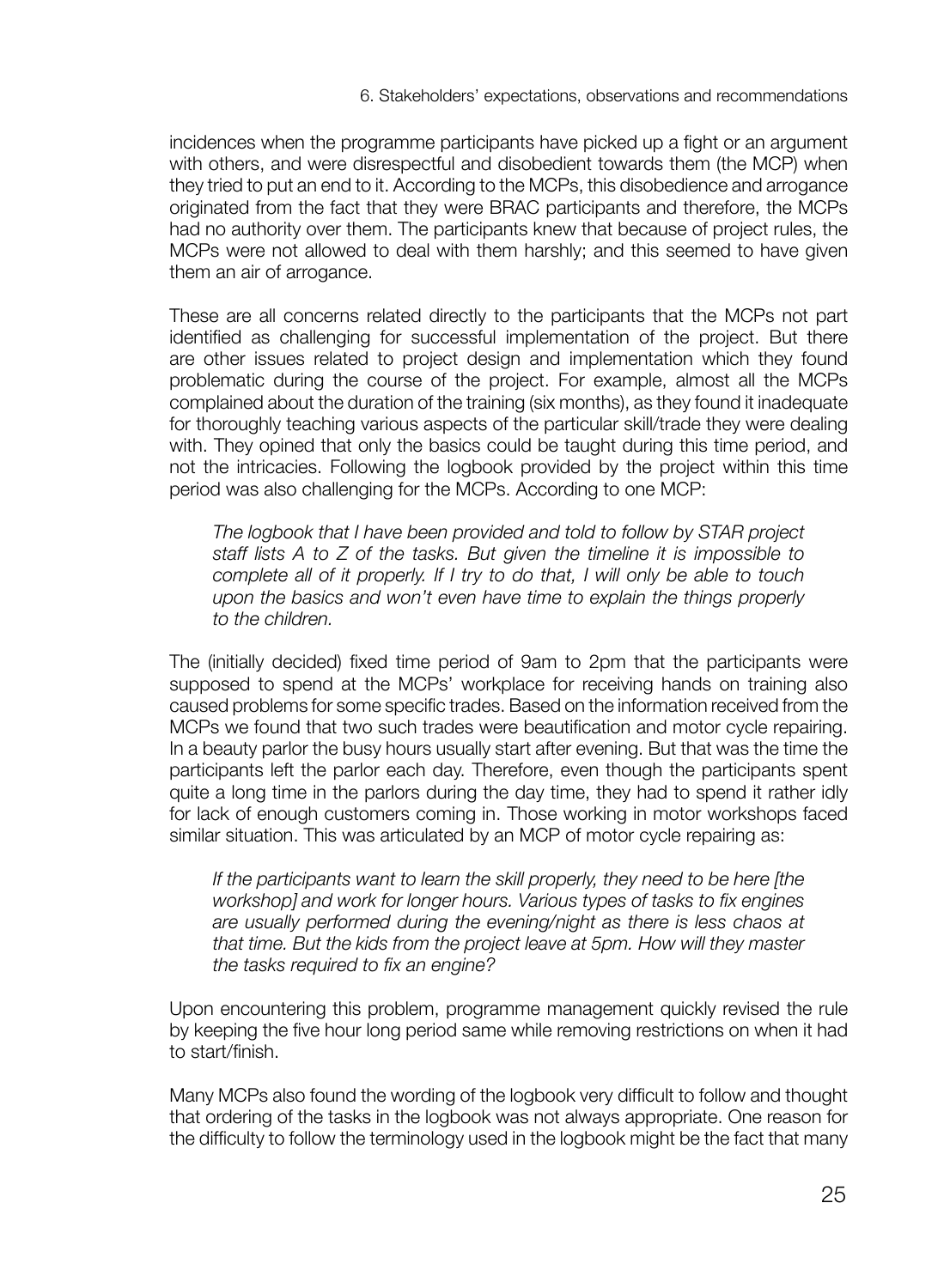incidences when the programme participants have picked up a fight or an argument with others, and were disrespectful and disobedient towards them (the MCP) when they tried to put an end to it. According to the MCPs, this disobedience and arrogance originated from the fact that they were BRAC participants and therefore, the MCPs had no authority over them. The participants knew that because of project rules, the MCPs were not allowed to deal with them harshly; and this seemed to have given them an air of arrogance.

These are all concerns related directly to the participants that the MCPs not part identified as challenging for successful implementation of the project. But there are other issues related to project design and implementation which they found problematic during the course of the project. For example, almost all the MCPs complained about the duration of the training (six months), as they found it inadequate for thoroughly teaching various aspects of the particular skill/trade they were dealing with. They opined that only the basics could be taught during this time period, and not the intricacies. Following the logbook provided by the project within this time period was also challenging for the MCPs. According to one MCP:

> *The logbook that I have been provided and told to follow by STAR project staff lists A to Z of the tasks. But given the timeline it is impossible to complete all of it properly. If I try to do that, I will only be able to touch upon the basics and won't even have time to explain the things properly to the children.*

The (initially decided) fixed time period of 9am to 2pm that the participants were supposed to spend at the MCPs' workplace for receiving hands on training also caused problems for some specific trades. Based on the information received from the MCPs we found that two such trades were beautification and motor cycle repairing. In a beauty parlor the busy hours usually start after evening. But that was the time the participants left the parlor each day. Therefore, even though the participants spent quite a long time in the parlors during the day time, they had to spend it rather idly for lack of enough customers coming in. Those working in motor workshops faced similar situation. This was articulated by an MCP of motor cycle repairing as:

> *If the participants want to learn the skill properly, they need to be here [the workshop] and work for longer hours. Various types of tasks to fix engines are usually performed during the evening/night as there is less chaos at that time. But the kids from the project leave at 5pm. How will they master the tasks required to fix an engine?*

Upon encountering this problem, programme management quickly revised the rule by keeping the five hour long period same while removing restrictions on when it had to start/finish.

Many MCPs also found the wording of the logbook very difficult to follow and thought that ordering of the tasks in the logbook was not always appropriate. One reason for the difficulty to follow the terminology used in the logbook might be the fact that many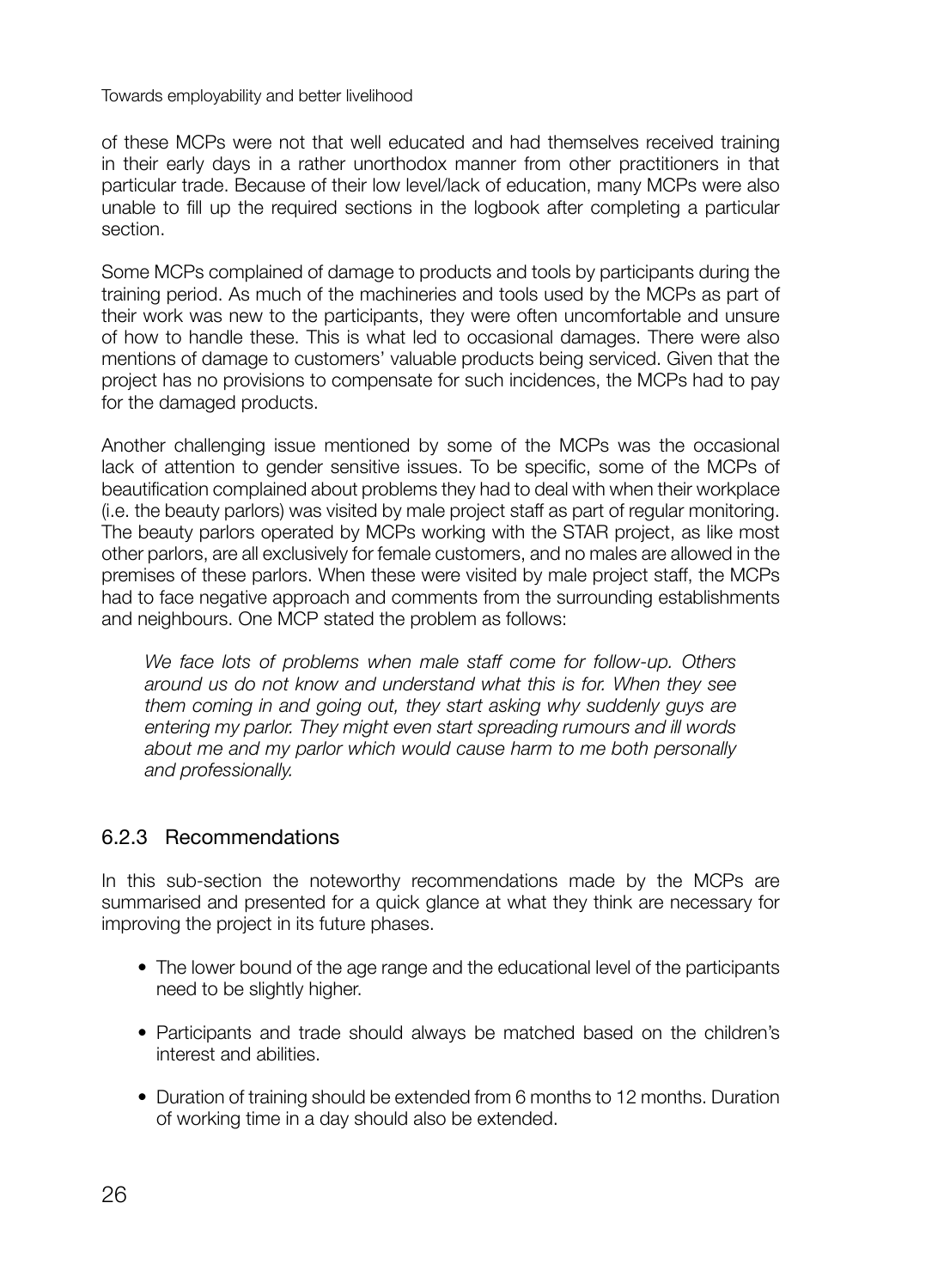of these MCPs were not that well educated and had themselves received training in their early days in a rather unorthodox manner from other practitioners in that particular trade. Because of their low level/lack of education, many MCPs were also unable to fill up the required sections in the logbook after completing a particular section.

Some MCPs complained of damage to products and tools by participants during the training period. As much of the machineries and tools used by the MCPs as part of their work was new to the participants, they were often uncomfortable and unsure of how to handle these. This is what led to occasional damages. There were also mentions of damage to customers' valuable products being serviced. Given that the project has no provisions to compensate for such incidences, the MCPs had to pay for the damaged products.

Another challenging issue mentioned by some of the MCPs was the occasional lack of attention to gender sensitive issues. To be specific, some of the MCPs of beautification complained about problems they had to deal with when their workplace (i.e. the beauty parlors) was visited by male project staff as part of regular monitoring. The beauty parlors operated by MCPs working with the STAR project, as like most other parlors, are all exclusively for female customers, and no males are allowed in the premises of these parlors. When these were visited by male project staff, the MCPs had to face negative approach and comments from the surrounding establishments and neighbours. One MCP stated the problem as follows:

> *We face lots of problems when male staff come for follow-up. Others around us do not know and understand what this is for. When they see them coming in and going out, they start asking why suddenly guys are entering my parlor. They might even start spreading rumours and ill words about me and my parlor which would cause harm to me both personally and professionally.*

### 6.2.3 Recommendations

In this sub-section the noteworthy recommendations made by the MCPs are summarised and presented for a quick glance at what they think are necessary for improving the project in its future phases.

- The lower bound of the age range and the educational level of the participants need to be slightly higher.
- Participants and trade should always be matched based on the children's interest and abilities.
- Duration of training should be extended from 6 months to 12 months. Duration of working time in a day should also be extended.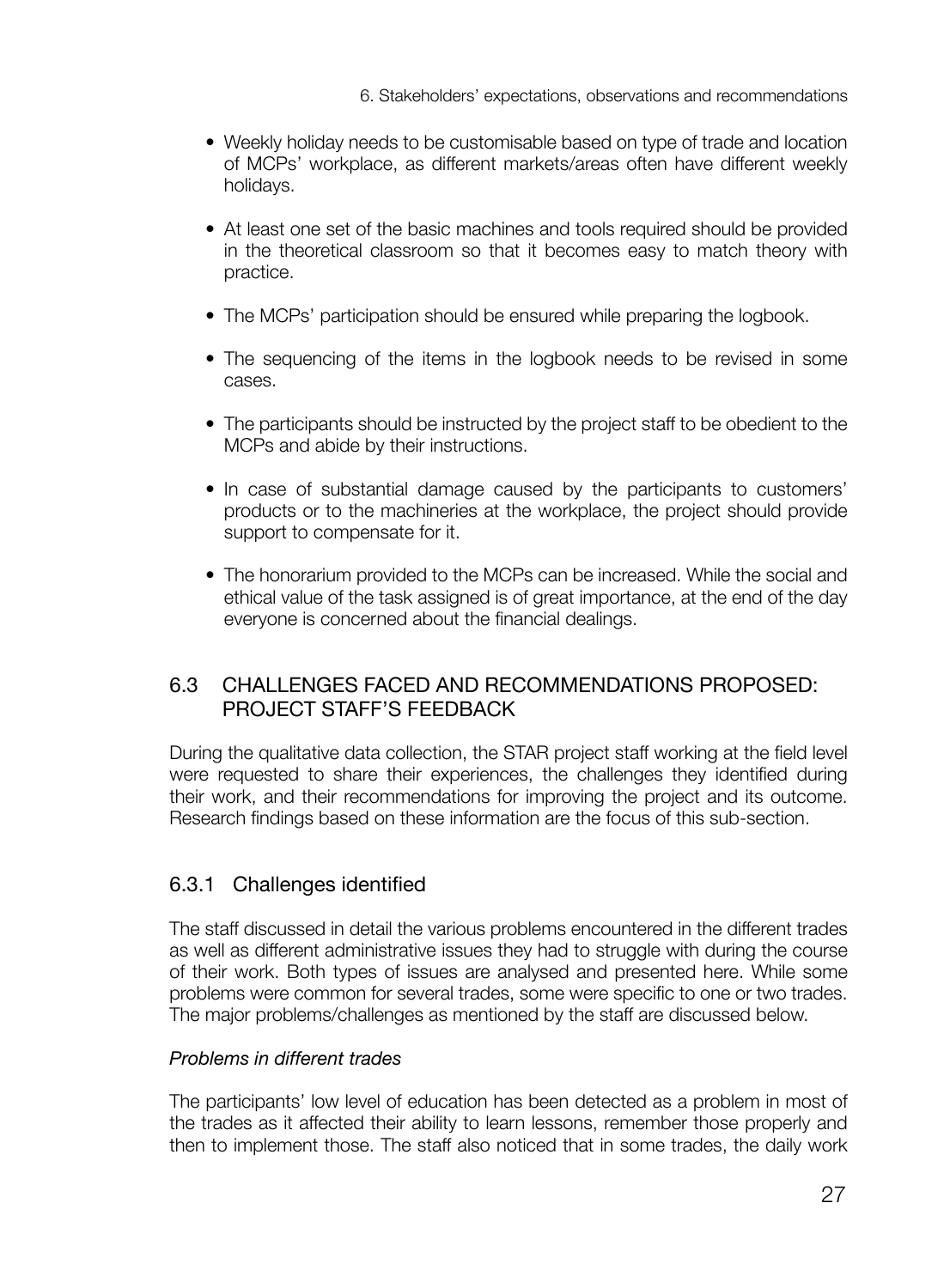- Weekly holiday needs to be customisable based on type of trade and location of MCPs' workplace, as different markets/areas often have different weekly holidays.

- At least one set of the basic machines and tools required should be provided in the theoretical classroom so that it becomes easy to match theory with practice.

- The MCPs' participation should be ensured while preparing the logbook.

- The sequencing of the items in the logbook needs to be revised in some cases.

- The participants should be instructed by the project staff to be obedient to the MCPs and abide by their instructions.

- In case of substantial damage caused by the participants to customers' products or to the machineries at the workplace, the project should provide support to compensate for it.

- The honorarium provided to the MCPs can be increased. While the social and ethical value of the task assigned is of great importance, at the end of the day everyone is concerned about the financial dealings.

## 6.3 CHALLENGES FACED AND RECOMMENDATIONS PROPOSED: PROJECT STAFF'S FEEDBACK

During the qualitative data collection, the STAR project staff working at the field level were requested to share their experiences, the challenges they identified during their work, and their recommendations for improving the project and its outcome. Research findings based on these information are the focus of this sub-section.

### 6.3.1 Challenges identified

The staff discussed in detail the various problems encountered in the different trades as well as different administrative issues they had to struggle with during the course of their work. Both types of issues are analysed and presented here. While some problems were common for several trades, some were specific to one or two trades. The major problems/challenges as mentioned by the staff are discussed below.

*Problems in different trades*

The participants' low level of education has been detected as a problem in most of the trades as it affected their ability to learn lessons, remember those properly and then to implement those. The staff also noticed that in some trades, the daily work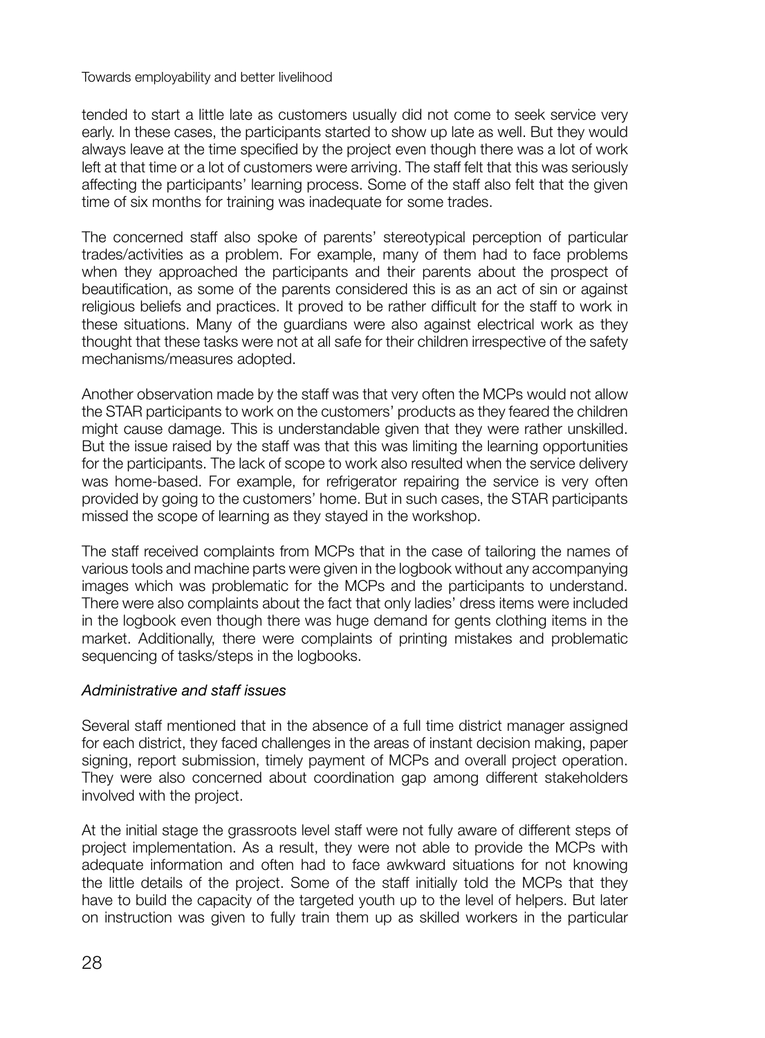tended to start a little late as customers usually did not come to seek service very early. In these cases, the participants started to show up late as well. But they would always leave at the time specified by the project even though there was a lot of work left at that time or a lot of customers were arriving. The staff felt that this was seriously affecting the participants' learning process. Some of the staff also felt that the given time of six months for training was inadequate for some trades.

The concerned staff also spoke of parents' stereotypical perception of particular trades/activities as a problem. For example, many of them had to face problems when they approached the participants and their parents about the prospect of beautification, as some of the parents considered this is as an act of sin or against religious beliefs and practices. It proved to be rather difficult for the staff to work in these situations. Many of the guardians were also against electrical work as they thought that these tasks were not at all safe for their children irrespective of the safety mechanisms/measures adopted.

Another observation made by the staff was that very often the MCPs would not allow the STAR participants to work on the customers' products as they feared the children might cause damage. This is understandable given that they were rather unskilled. But the issue raised by the staff was that this was limiting the learning opportunities for the participants. The lack of scope to work also resulted when the service delivery was home-based. For example, for refrigerator repairing the service is very often provided by going to the customers' home. But in such cases, the STAR participants missed the scope of learning as they stayed in the workshop.

The staff received complaints from MCPs that in the case of tailoring the names of various tools and machine parts were given in the logbook without any accompanying images which was problematic for the MCPs and the participants to understand. There were also complaints about the fact that only ladies' dress items were included in the logbook even though there was huge demand for gents clothing items in the market. Additionally, there were complaints of printing mistakes and problematic sequencing of tasks/steps in the logbooks.

*Administrative and staff issues*

Several staff mentioned that in the absence of a full time district manager assigned for each district, they faced challenges in the areas of instant decision making, paper signing, report submission, timely payment of MCPs and overall project operation. They were also concerned about coordination gap among different stakeholders involved with the project.

At the initial stage the grassroots level staff were not fully aware of different steps of project implementation. As a result, they were not able to provide the MCPs with adequate information and often had to face awkward situations for not knowing the little details of the project. Some of the staff initially told the MCPs that they have to build the capacity of the targeted youth up to the level of helpers. But later on instruction was given to fully train them up as skilled workers in the particular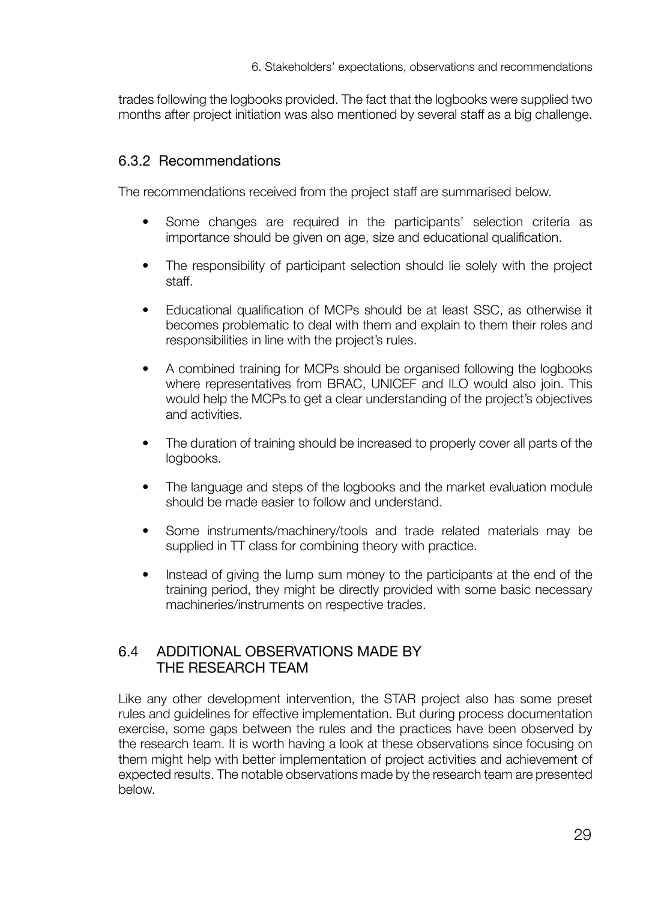trades following the logbooks provided. The fact that the logbooks were supplied two months after project initiation was also mentioned by several staff as a big challenge.

### 6.3.2 Recommendations

The recommendations received from the project staff are summarised below.

- Some changes are required in the participants' selection criteria as importance should be given on age, size and educational qualification.
- The responsibility of participant selection should lie solely with the project staff.
- Educational qualification of MCPs should be at least SSC, as otherwise it becomes problematic to deal with them and explain to them their roles and responsibilities in line with the project's rules.
- A combined training for MCPs should be organised following the logbooks where representatives from BRAC, UNICEF and ILO would also join. This would help the MCPs to get a clear understanding of the project's objectives and activities.
- The duration of training should be increased to properly cover all parts of the logbooks.
- The language and steps of the logbooks and the market evaluation module should be made easier to follow and understand.
- Some instruments/machinery/tools and trade related materials may be supplied in TT class for combining theory with practice.
- Instead of giving the lump sum money to the participants at the end of the training period, they might be directly provided with some basic necessary machineries/instruments on respective trades.

## 6.4 ADDITIONAL OBSERVATIONS MADE BY THE RESEARCH TEAM

Like any other development intervention, the STAR project also has some preset rules and guidelines for effective implementation. But during process documentation exercise, some gaps between the rules and the practices have been observed by the research team. It is worth having a look at these observations since focusing on them might help with better implementation of project activities and achievement of expected results. The notable observations made by the research team are presented below.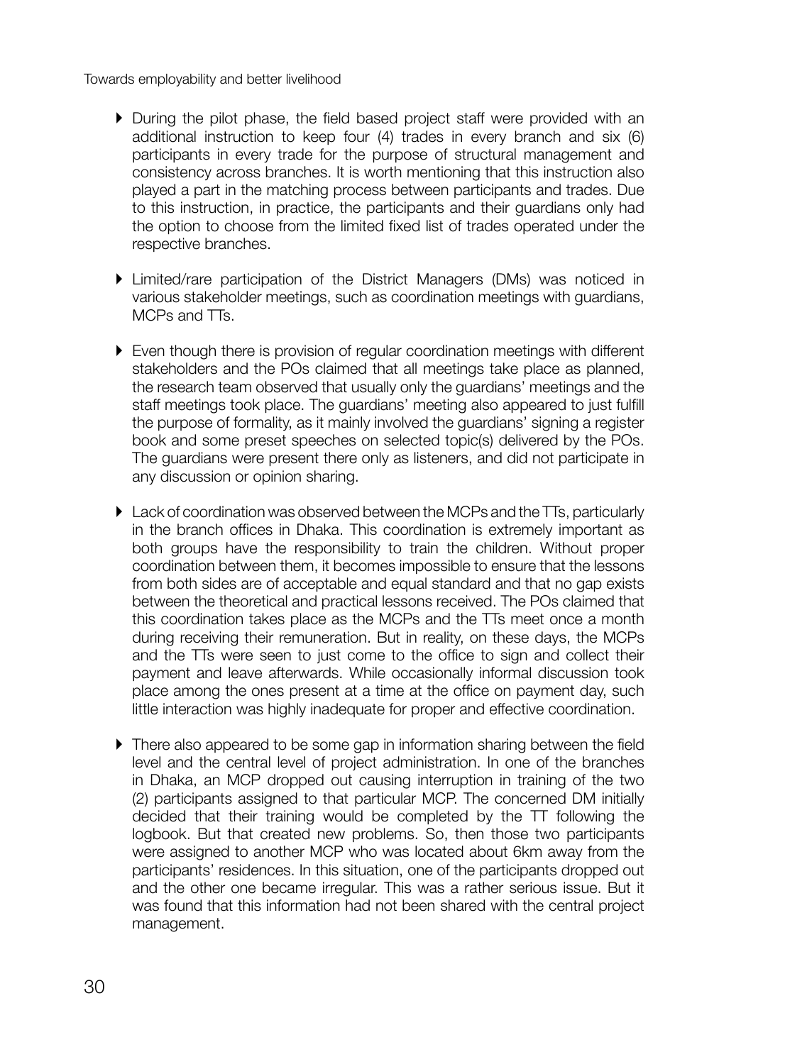- During the pilot phase, the field based project staff were provided with an additional instruction to keep four (4) trades in every branch and six (6) participants in every trade for the purpose of structural management and consistency across branches. It is worth mentioning that this instruction also played a part in the matching process between participants and trades. Due to this instruction, in practice, the participants and their guardians only had the option to choose from the limited fixed list of trades operated under the respective branches.

- Limited/rare participation of the District Managers (DMs) was noticed in various stakeholder meetings, such as coordination meetings with guardians, MCPs and TTs.

- Even though there is provision of regular coordination meetings with different stakeholders and the POs claimed that all meetings take place as planned, the research team observed that usually only the guardians' meetings and the staff meetings took place. The guardians' meeting also appeared to just fulfill the purpose of formality, as it mainly involved the guardians' signing a register book and some preset speeches on selected topic(s) delivered by the POs. The guardians were present there only as listeners, and did not participate in any discussion or opinion sharing.

- Lack of coordination was observed between the MCPs and the TTs, particularly in the branch offices in Dhaka. This coordination is extremely important as both groups have the responsibility to train the children. Without proper coordination between them, it becomes impossible to ensure that the lessons from both sides are of acceptable and equal standard and that no gap exists between the theoretical and practical lessons received. The POs claimed that this coordination takes place as the MCPs and the TTs meet once a month during receiving their remuneration. But in reality, on these days, the MCPs and the TTs were seen to just come to the office to sign and collect their payment and leave afterwards. While occasionally informal discussion took place among the ones present at a time at the office on payment day, such little interaction was highly inadequate for proper and effective coordination.

- There also appeared to be some gap in information sharing between the field level and the central level of project administration. In one of the branches in Dhaka, an MCP dropped out causing interruption in training of the two (2) participants assigned to that particular MCP. The concerned DM initially decided that their training would be completed by the TT following the logbook. But that created new problems. So, then those two participants were assigned to another MCP who was located about 6km away from the participants' residences. In this situation, one of the participants dropped out and the other one became irregular. This was a rather serious issue. But it was found that this information had not been shared with the central project management.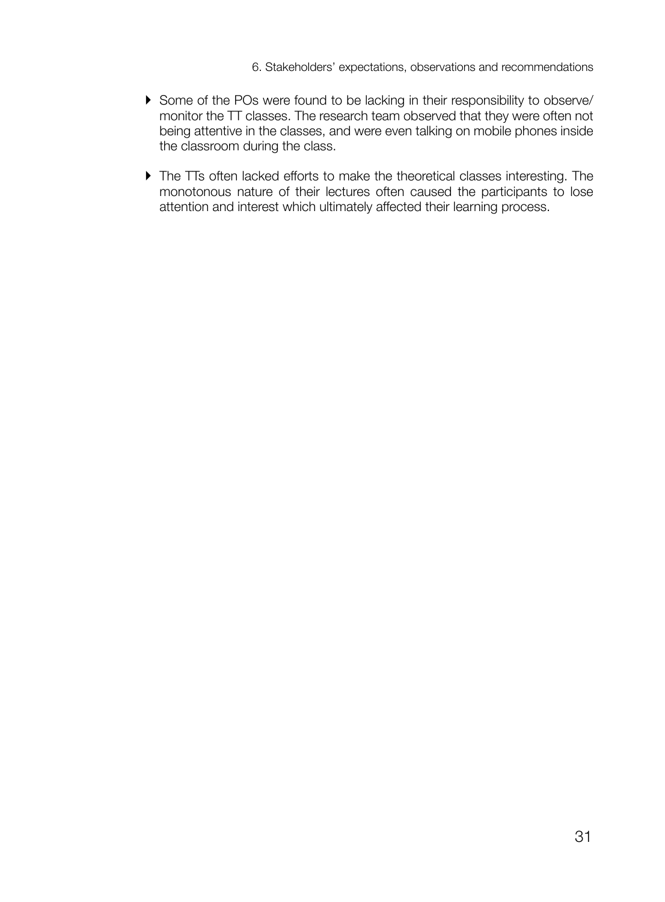- Some of the POs were found to be lacking in their responsibility to observe/ monitor the TT classes. The research team observed that they were often not being attentive in the classes, and were even talking on mobile phones inside the classroom during the class.
- The TTs often lacked efforts to make the theoretical classes interesting. The monotonous nature of their lectures often caused the participants to lose attention and interest which ultimately affected their learning process.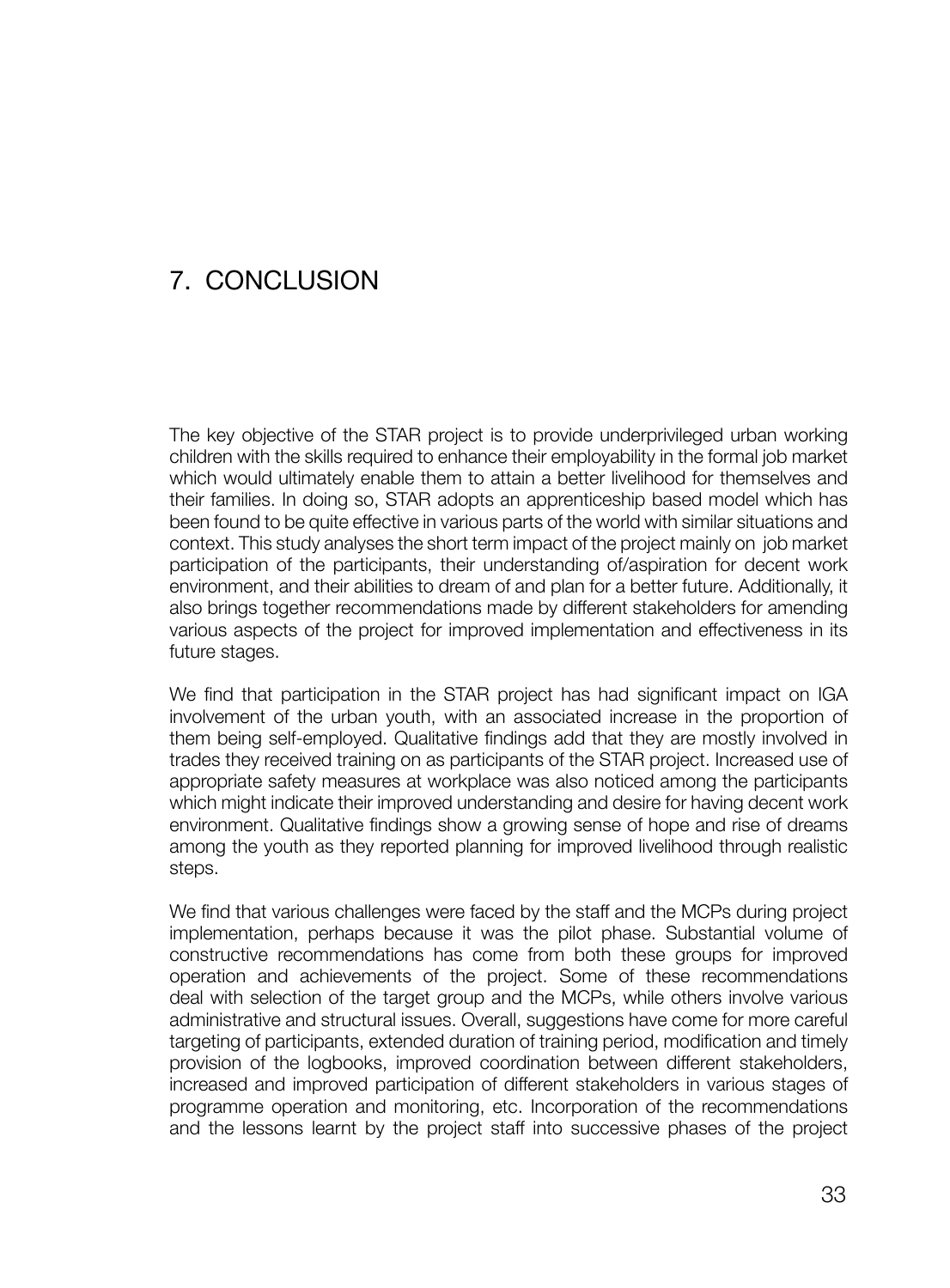# 7. CONCLUSION

The key objective of the STAR project is to provide underprivileged urban working children with the skills required to enhance their employability in the formal job market which would ultimately enable them to attain a better livelihood for themselves and their families. In doing so, STAR adopts an apprenticeship based model which has been found to be quite effective in various parts of the world with similar situations and context. This study analyses the short term impact of the project mainly on job market participation of the participants, their understanding of/aspiration for decent work environment, and their abilities to dream of and plan for a better future. Additionally, it also brings together recommendations made by different stakeholders for amending various aspects of the project for improved implementation and effectiveness in its future stages.

We find that participation in the STAR project has had significant impact on IGA involvement of the urban youth, with an associated increase in the proportion of them being self-employed. Qualitative findings add that they are mostly involved in trades they received training on as participants of the STAR project. Increased use of appropriate safety measures at workplace was also noticed among the participants which might indicate their improved understanding and desire for having decent work environment. Qualitative findings show a growing sense of hope and rise of dreams among the youth as they reported planning for improved livelihood through realistic steps.

We find that various challenges were faced by the staff and the MCPs during project implementation, perhaps because it was the pilot phase. Substantial volume of constructive recommendations has come from both these groups for improved operation and achievements of the project. Some of these recommendations deal with selection of the target group and the MCPs, while others involve various administrative and structural issues. Overall, suggestions have come for more careful targeting of participants, extended duration of training period, modification and timely provision of the logbooks, improved coordination between different stakeholders, increased and improved participation of different stakeholders in various stages of programme operation and monitoring, etc. Incorporation of the recommendations and the lessons learnt by the project staff into successive phases of the project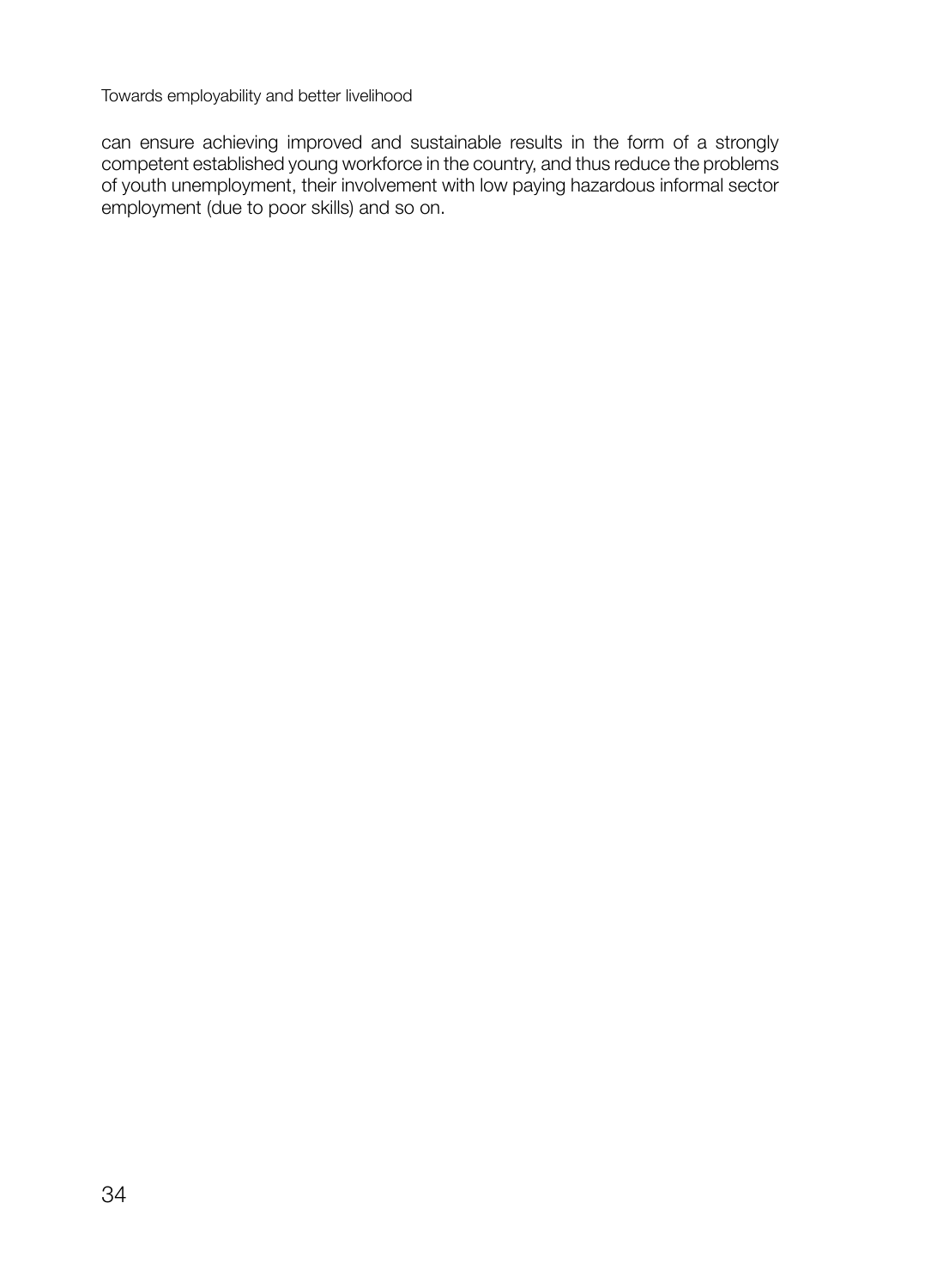can ensure achieving improved and sustainable results in the form of a strongly competent established young workforce in the country, and thus reduce the problems of youth unemployment, their involvement with low paying hazardous informal sector employment (due to poor skills) and so on.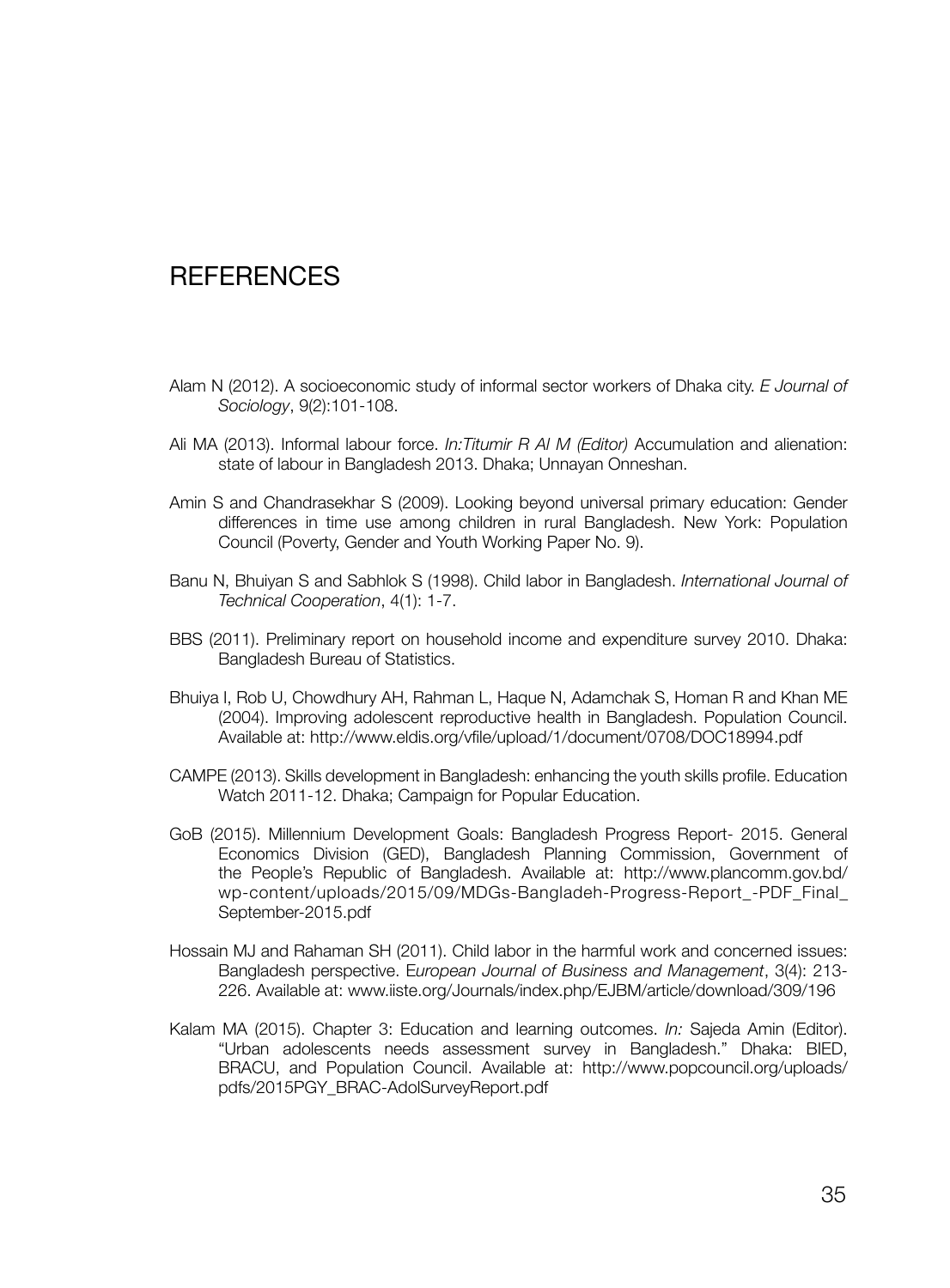# REFERENCES

Alam N (2012). A socioeconomic study of informal sector workers of Dhaka city. *E Journal of Sociology*, 9(2):101-108.

Ali MA (2013). Informal labour force. *In:Titumir R Al M (Editor)* Accumulation and alienation: state of labour in Bangladesh 2013. Dhaka; Unnayan Onneshan.

Amin S and Chandrasekhar S (2009). Looking beyond universal primary education: Gender differences in time use among children in rural Bangladesh. New York: Population Council (Poverty, Gender and Youth Working Paper No. 9).

Banu N, Bhuiyan S and Sabhlok S (1998). Child labor in Bangladesh. *International Journal of Technical Cooperation*, 4(1): 1-7.

BBS (2011). Preliminary report on household income and expenditure survey 2010. Dhaka: Bangladesh Bureau of Statistics.

Bhuiya I, Rob U, Chowdhury AH, Rahman L, Haque N, Adamchak S, Homan R and Khan ME (2004). Improving adolescent reproductive health in Bangladesh. Population Council. Available at: http://www.eldis.org/vfile/upload/1/document/0708/DOC18994.pdf

CAMPE (2013). Skills development in Bangladesh: enhancing the youth skills profile. Education Watch 2011-12. Dhaka; Campaign for Popular Education.

GoB (2015). Millennium Development Goals: Bangladesh Progress Report- 2015. General Economics Division (GED), Bangladesh Planning Commission, Government of the People's Republic of Bangladesh. Available at: http://www.plancomm.gov.bd/wp-content/uploads/2015/09/MDGs-Bangladeh-Progress-Report_-PDF_Final_September-2015.pdf

Hossain MJ and Rahaman SH (2011). Child labor in the harmful work and concerned issues: Bangladesh perspective. E*uropean Journal of Business and Management*, 3(4): 213-226. Available at: www.iiste.org/Journals/index.php/EJBM/article/download/309/196

Kalam MA (2015). Chapter 3: Education and learning outcomes. *In:* Sajeda Amin (Editor). "Urban adolescents needs assessment survey in Bangladesh." Dhaka: BIED, BRACU, and Population Council. Available at: http://www.popcouncil.org/uploads/pdfs/2015PGY_BRAC-AdolSurveyReport.pdf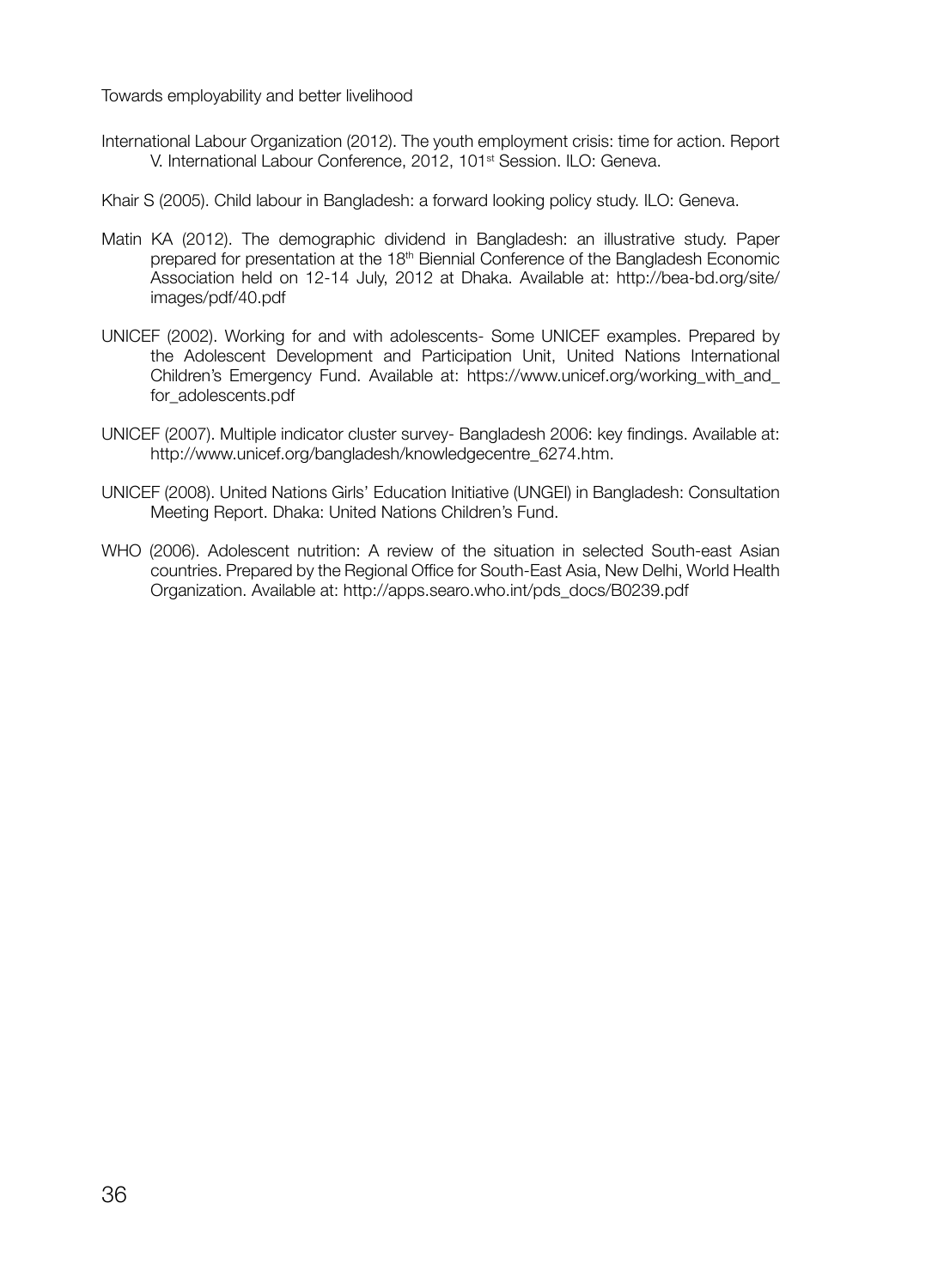International Labour Organization (2012). The youth employment crisis: time for action. Report V. International Labour Conference, 2012, 101st Session. ILO: Geneva.

Khair S (2005). Child labour in Bangladesh: a forward looking policy study. ILO: Geneva.

Matin KA (2012). The demographic dividend in Bangladesh: an illustrative study. Paper prepared for presentation at the 18th Biennial Conference of the Bangladesh Economic Association held on 12-14 July, 2012 at Dhaka. Available at: http://bea-bd.org/site/images/pdf/40.pdf

UNICEF (2002). Working for and with adolescents- Some UNICEF examples. Prepared by the Adolescent Development and Participation Unit, United Nations International Children's Emergency Fund. Available at: https://www.unicef.org/working_with_and_for_adolescents.pdf

UNICEF (2007). Multiple indicator cluster survey- Bangladesh 2006: key findings. Available at: http://www.unicef.org/bangladesh/knowledgecentre_6274.htm.

UNICEF (2008). United Nations Girls' Education Initiative (UNGEI) in Bangladesh: Consultation Meeting Report. Dhaka: United Nations Children's Fund.

WHO (2006). Adolescent nutrition: A review of the situation in selected South-east Asian countries. Prepared by the Regional Office for South-East Asia, New Delhi, World Health Organization. Available at: http://apps.searo.who.int/pds_docs/B0239.pdf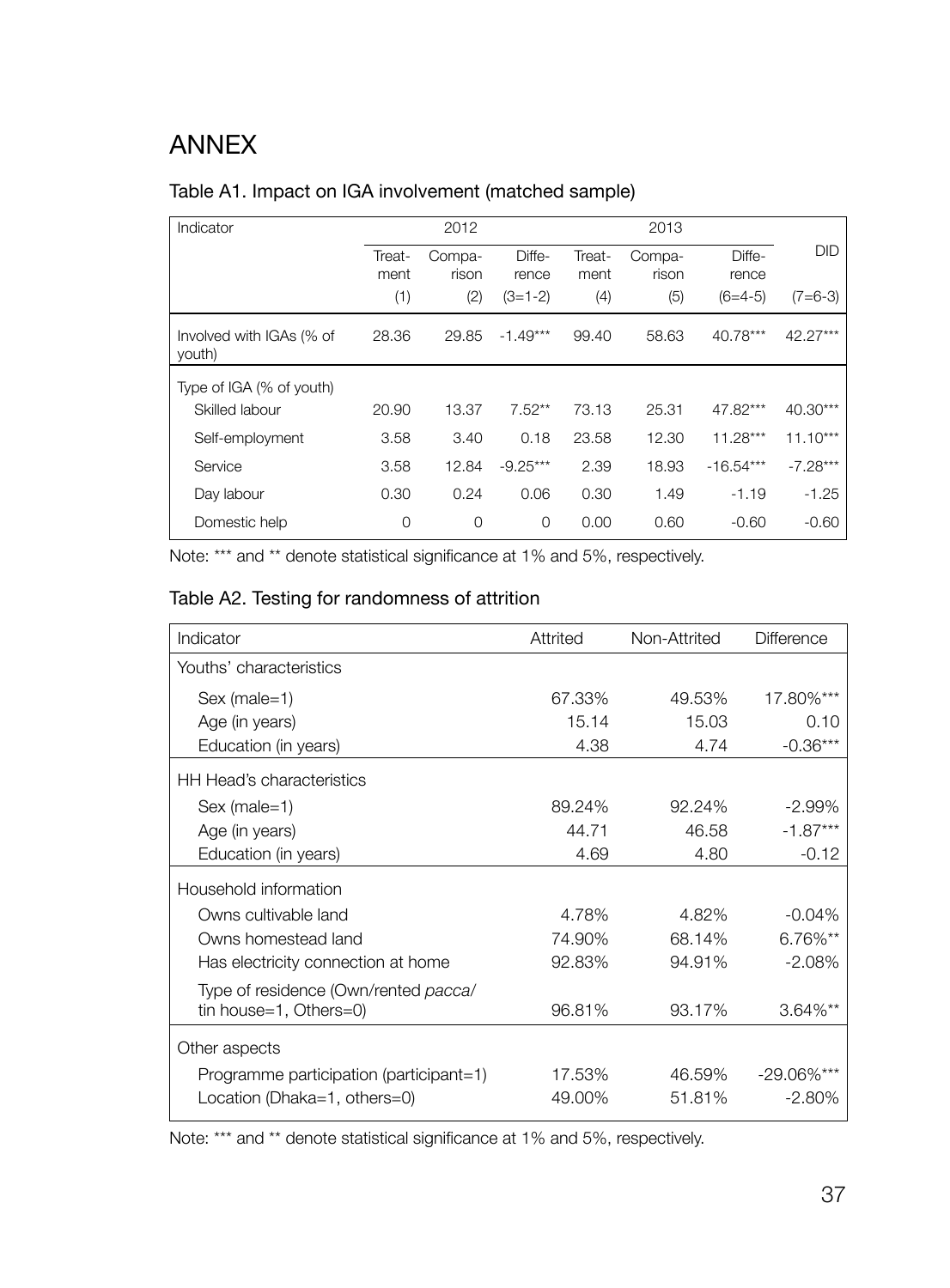# ANNEX

## Table A1. Impact on IGA involvement (matched sample)

| Indicator | 2012 | | | 2013 | | | DID |
|---|---|---|---|---|---|---|---|
| | Treatment | Comparison | Difference | Treatment | Comparison | Difference | |
| | (1) | (2) | (3=1-2) | (4) | (5) | (6=4-5) | (7=6-3) |
| Involved with IGAs (% of youth) | 28.36 | 29.85 | -1.49*** | 99.40 | 58.63 | 40.78*** | 42.27*** |
| Type of IGA (% of youth) | | | | | | | |
| Skilled labour | 20.90 | 13.37 | 7.52** | 73.13 | 25.31 | 47.82*** | 40.30*** |
| Self-employment | 3.58 | 3.40 | 0.18 | 23.58 | 12.30 | 11.28*** | 11.10*** |
| Service | 3.58 | 12.84 | -9.25*** | 2.39 | 18.93 | -16.54*** | -7.28*** |
| Day labour | 0.30 | 0.24 | 0.06 | 0.30 | 1.49 | -1.19 | -1.25 |
| Domestic help | 0 | 0 | 0 | 0.00 | 0.60 | -0.60 | -0.60 |

Note: *** and ** denote statistical significance at 1% and 5%, respectively.

## Table A2. Testing for randomness of attrition

| Indicator | Attrited | Non-Attrited | Difference |
|---|---|---|---|
| Youths' characteristics | | | |
| Sex (male=1) | 67.33% | 49.53% | 17.80%*** |
| Age (in years) | 15.14 | 15.03 | 0.10 |
| Education (in years) | 4.38 | 4.74 | -0.36*** |
| HH Head's characteristics | | | |
| Sex (male=1) | 89.24% | 92.24% | -2.99% |
| Age (in years) | 44.71 | 46.58 | -1.87*** |
| Education (in years) | 4.69 | 4.80 | -0.12 |
| Household information | | | |
| Owns cultivable land | 4.78% | 4.82% | -0.04% |
| Owns homestead land | 74.90% | 68.14% | 6.76%** |
| Has electricity connection at home | 92.83% | 94.91% | -2.08% |
| Type of residence (Own/rented *pacca*/ tin house=1, Others=0) | 96.81% | 93.17% | 3.64%** |
| Other aspects | | | |
| Programme participation (participant=1) | 17.53% | 46.59% | -29.06%*** |
| Location (Dhaka=1, others=0) | 49.00% | 51.81% | -2.80% |

Note: *** and ** denote statistical significance at 1% and 5%, respectively.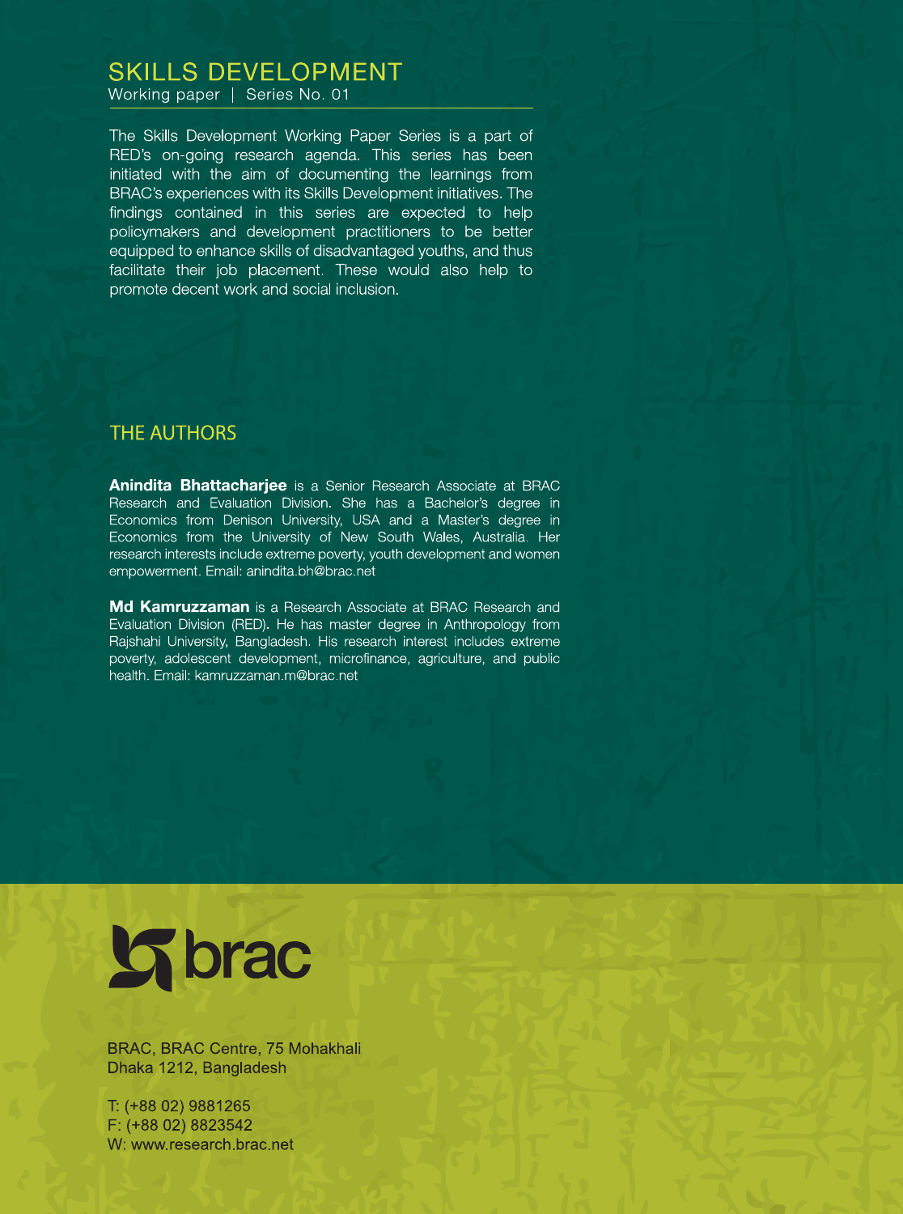## SKILLS DEVELOPMENT

Working paper | Series No. 01

The Skills Development Working Paper Series is a part of RED's on-going research agenda. This series has been initiated with the aim of documenting the learnings from BRAC's experiences with its Skills Development initiatives. The findings contained in this series are expected to help policymakers and development practitioners to be better equipped to enhance skills of disadvantaged youths, and thus facilitate their job placement. These would also help to promote decent work and social inclusion.

## THE AUTHORS

**Anindita Bhattacharjee** is a Senior Research Associate at BRAC Research and Evaluation Division. She has a Bachelor's degree in Economics from Denison University, USA and a Master's degree in Economics from the University of New South Wales, Australia. Her research interests include extreme poverty, youth development and women empowerment. Email: anindita.bh@brac.net

**Md Kamruzzaman** is a Research Associate at BRAC Research and Evaluation Division (RED). He has master degree in Anthropology from Rajshahi University, Bangladesh. His research interest includes extreme poverty, adolescent development, microfinance, agriculture, and public health. Email: kamruzzaman.m@brac.net

brac

BRAC, BRAC Centre, 75 Mohakhali
Dhaka 1212, Bangladesh

T: (+88 02) 9881265
F: (+88 02) 8823542
W: www.research.brac.net